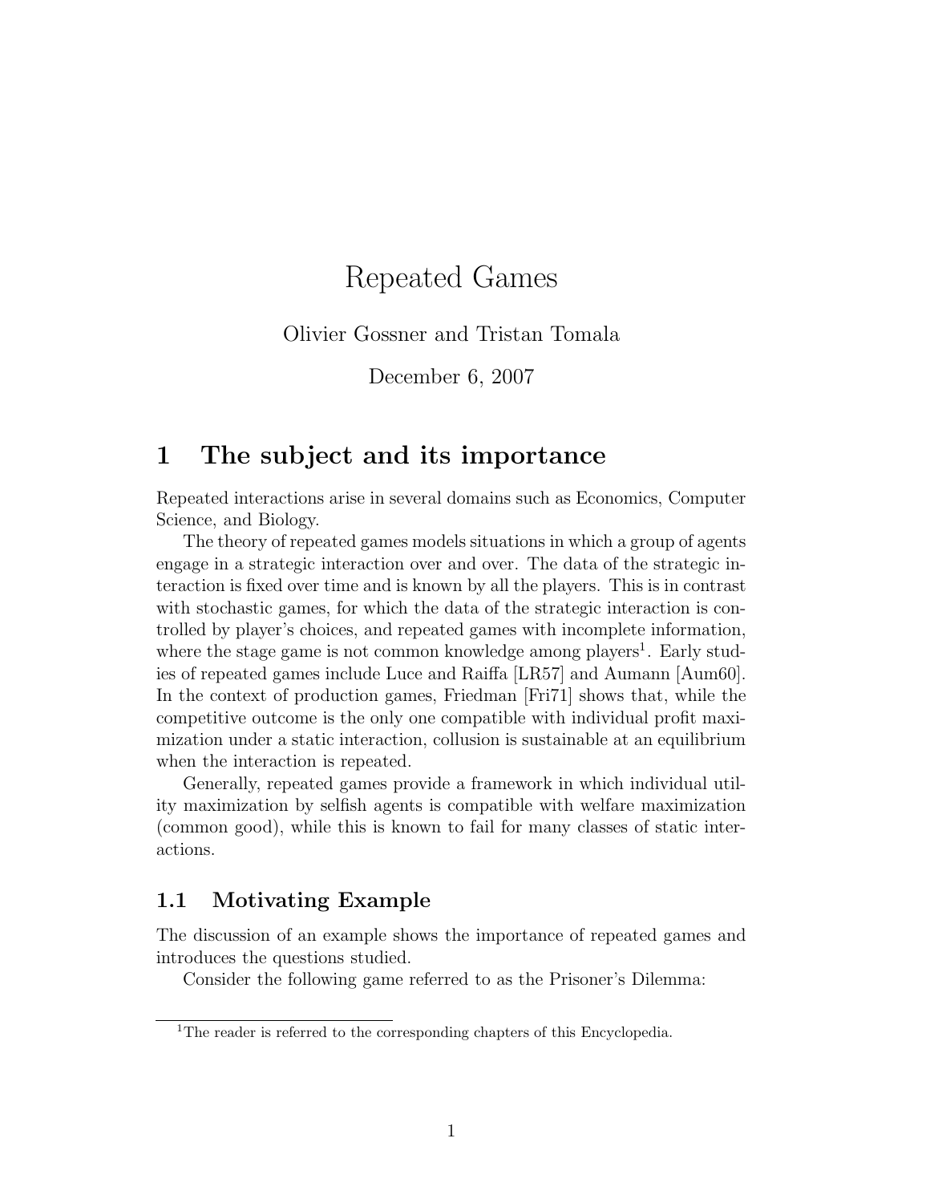# Repeated Games

Olivier Gossner and Tristan Tomala

December 6, 2007

## 1 The subject and its importance

Repeated interactions arise in several domains such as Economics, Computer Science, and Biology.

The theory of repeated games models situations in which a group of agents engage in a strategic interaction over and over. The data of the strategic interaction is fixed over time and is known by all the players. This is in contrast with stochastic games, for which the data of the strategic interaction is controlled by player's choices, and repeated games with incomplete information, where the stage game is not common knowledge among players[1]. Early studies of repeated games include Luce and Raiffa [LR57] and Aumann [Aum60]. In the context of production games, Friedman [Fri71] shows that, while the competitive outcome is the only one compatible with individual profit maximization under a static interaction, collusion is sustainable at an equilibrium when the interaction is repeated.

Generally, repeated games provide a framework in which individual utility maximization by selfish agents is compatible with welfare maximization (common good), while this is known to fail for many classes of static interactions.

### 1.1 Motivating Example

The discussion of an example shows the importance of repeated games and introduces the questions studied.

Consider the following game referred to as the Prisoner's Dilemma:

[1] The reader is referred to the corresponding chapters of this Encyclopedia.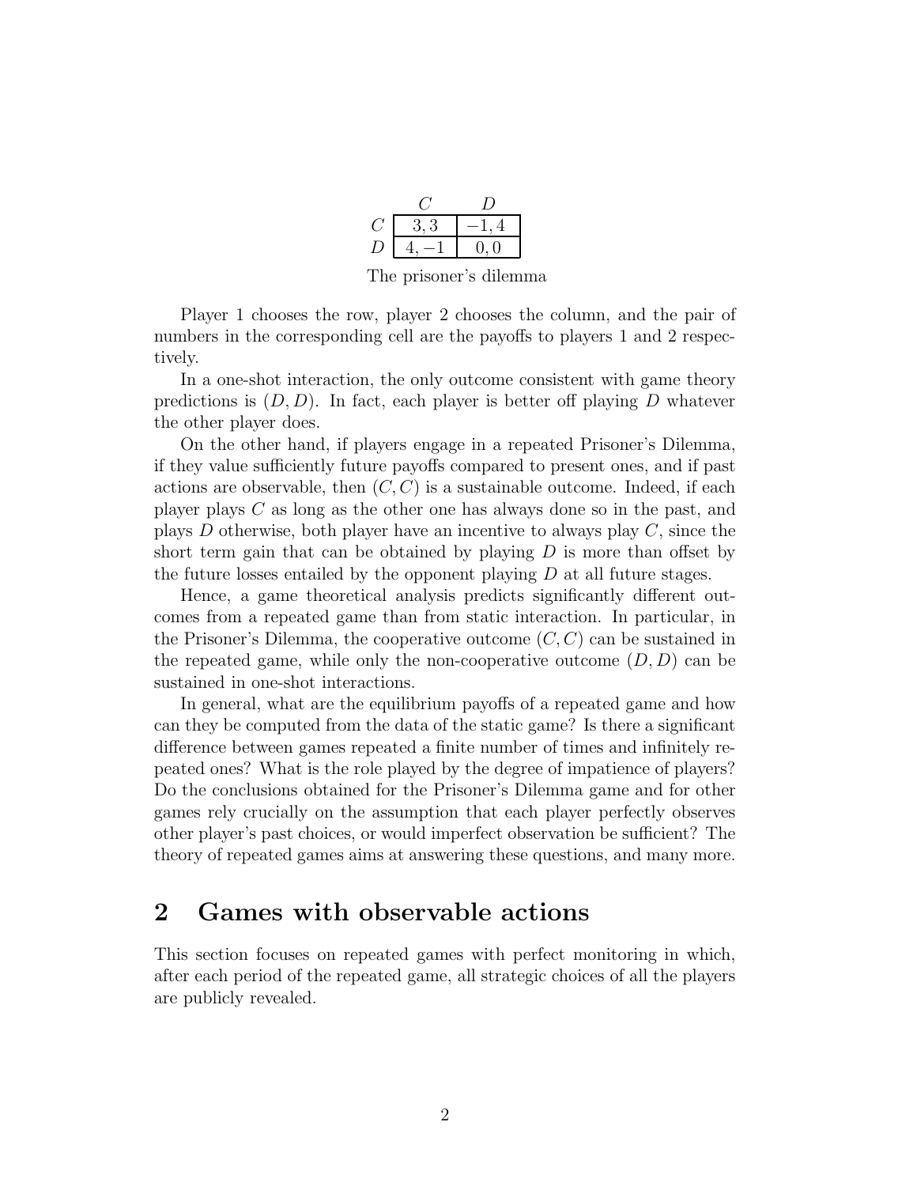| | $C$ | $D$ |
|---|---|---|
| $C$ | $3, 3$ | $-1, 4$ |
| $D$ | $4, -1$ | $0, 0$ |

The prisoner's dilemma

Player 1 chooses the row, player 2 chooses the column, and the pair of numbers in the corresponding cell are the payoffs to players 1 and 2 respectively.

In a one-shot interaction, the only outcome consistent with game theory predictions is $(D, D)$. In fact, each player is better off playing $D$ whatever the other player does.

On the other hand, if players engage in a repeated Prisoner's Dilemma, if they value sufficiently future payoffs compared to present ones, and if past actions are observable, then $(C, C)$ is a sustainable outcome. Indeed, if each player plays $C$ as long as the other one has always done so in the past, and plays $D$ otherwise, both player have an incentive to always play $C$, since the short term gain that can be obtained by playing $D$ is more than offset by the future losses entailed by the opponent playing $D$ at all future stages.

Hence, a game theoretical analysis predicts significantly different outcomes from a repeated game than from static interaction. In particular, in the Prisoner's Dilemma, the cooperative outcome $(C, C)$ can be sustained in the repeated game, while only the non-cooperative outcome $(D, D)$ can be sustained in one-shot interactions.

In general, what are the equilibrium payoffs of a repeated game and how can they be computed from the data of the static game? Is there a significant difference between games repeated a finite number of times and infinitely repeated ones? What is the role played by the degree of impatience of players? Do the conclusions obtained for the Prisoner's Dilemma game and for other games rely crucially on the assumption that each player perfectly observes other player's past choices, or would imperfect observation be sufficient? The theory of repeated games aims at answering these questions, and many more.

## 2 Games with observable actions

This section focuses on repeated games with perfect monitoring in which, after each period of the repeated game, all strategic choices of all the players are publicly revealed.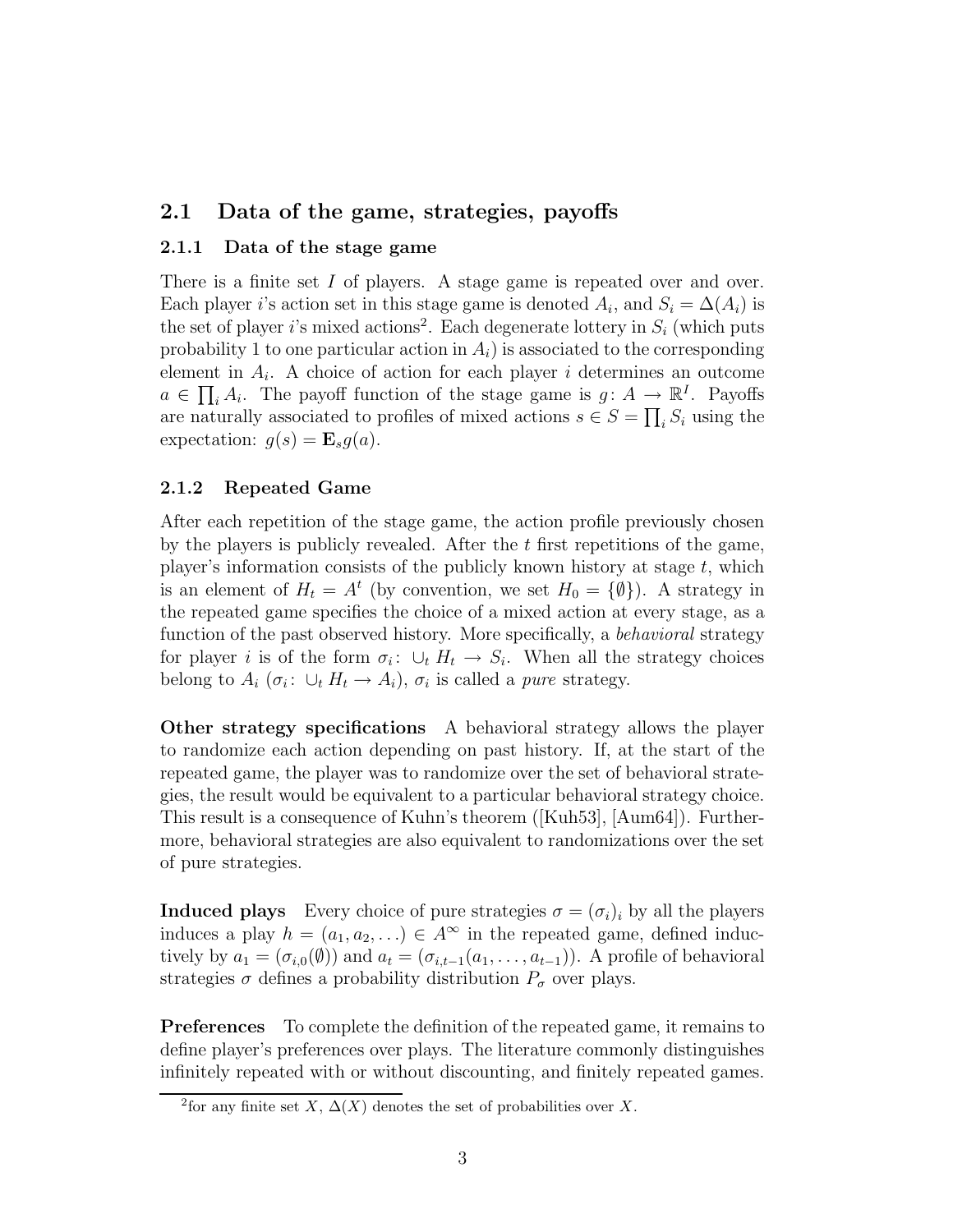## 2.1 Data of the game, strategies, payoffs

### 2.1.1 Data of the stage game

There is a finite set $I$ of players. A stage game is repeated over and over. Each player $i$'s action set in this stage game is denoted $A_i$, and $S_i = \Delta(A_i)$ is the set of player $i$'s mixed actions[2]. Each degenerate lottery in $S_i$ (which puts probability 1 to one particular action in $A_i$) is associated to the corresponding element in $A_i$. A choice of action for each player $i$ determines an outcome $a \in \prod_i A_i$. The payoff function of the stage game is $g\colon A \to \mathbb{R}^I$. Payoffs are naturally associated to profiles of mixed actions $s \in S = \prod_i S_i$ using the expectation: $g(s) = \mathbf{E}_s g(a)$.

### 2.1.2 Repeated Game

After each repetition of the stage game, the action profile previously chosen by the players is publicly revealed. After the $t$ first repetitions of the game, player's information consists of the publicly known history at stage $t$, which is an element of $H_t = A^t$ (by convention, we set $H_0 = \{\emptyset\}$). A strategy in the repeated game specifies the choice of a mixed action at every stage, as a function of the past observed history. More specifically, a *behavioral* strategy for player $i$ is of the form $\sigma_i\colon \cup_t H_t \to S_i$. When all the strategy choices belong to $A_i$ ($\sigma_i\colon \cup_t H_t \to A_i$), $\sigma_i$ is called a *pure* strategy.

**Other strategy specifications** A behavioral strategy allows the player to randomize each action depending on past history. If, at the start of the repeated game, the player was to randomize over the set of behavioral strategies, the result would be equivalent to a particular behavioral strategy choice. This result is a consequence of Kuhn's theorem ([Kuh53], [Aum64]). Furthermore, behavioral strategies are also equivalent to randomizations over the set of pure strategies.

**Induced plays** Every choice of pure strategies $\sigma = (\sigma_i)_i$ by all the players induces a play $h = (a_1, a_2, \ldots) \in A^\infty$ in the repeated game, defined inductively by $a_1 = (\sigma_{i,0}(\emptyset))$ and $a_t = (\sigma_{i,t-1}(a_1, \ldots, a_{t-1}))$. A profile of behavioral strategies $\sigma$ defines a probability distribution $P_\sigma$ over plays.

**Preferences** To complete the definition of the repeated game, it remains to define player's preferences over plays. The literature commonly distinguishes infinitely repeated with or without discounting, and finitely repeated games.

[2] for any finite set $X$, $\Delta(X)$ denotes the set of probabilities over $X$.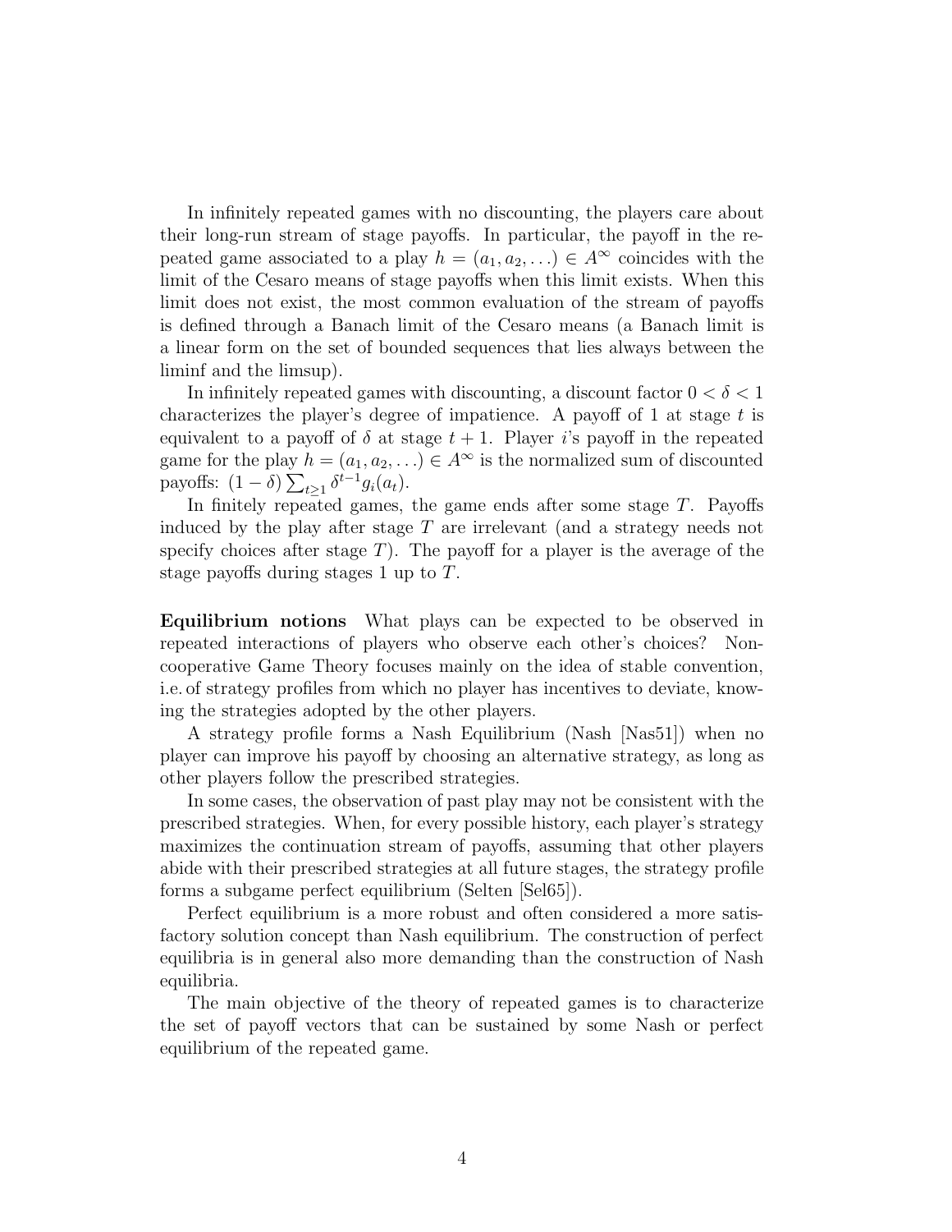In infinitely repeated games with no discounting, the players care about their long-run stream of stage payoffs. In particular, the payoff in the repeated game associated to a play $h = (a_1, a_2, \ldots) \in A^\infty$ coincides with the limit of the Cesaro means of stage payoffs when this limit exists. When this limit does not exist, the most common evaluation of the stream of payoffs is defined through a Banach limit of the Cesaro means (a Banach limit is a linear form on the set of bounded sequences that lies always between the liminf and the limsup).

In infinitely repeated games with discounting, a discount factor $0 < \delta < 1$ characterizes the player's degree of impatience. A payoff of 1 at stage $t$ is equivalent to a payoff of $\delta$ at stage $t+1$. Player $i$'s payoff in the repeated game for the play $h = (a_1, a_2, \ldots) \in A^\infty$ is the normalized sum of discounted payoffs: $(1-\delta)\sum_{t\geq 1} \delta^{t-1} g_i(a_t)$.

In finitely repeated games, the game ends after some stage $T$. Payoffs induced by the play after stage $T$ are irrelevant (and a strategy needs not specify choices after stage $T$). The payoff for a player is the average of the stage payoffs during stages 1 up to $T$.

**Equilibrium notions** What plays can be expected to be observed in repeated interactions of players who observe each other's choices? Non-cooperative Game Theory focuses mainly on the idea of stable convention, i.e. of strategy profiles from which no player has incentives to deviate, knowing the strategies adopted by the other players.

A strategy profile forms a Nash Equilibrium (Nash [Nas51]) when no player can improve his payoff by choosing an alternative strategy, as long as other players follow the prescribed strategies.

In some cases, the observation of past play may not be consistent with the prescribed strategies. When, for every possible history, each player's strategy maximizes the continuation stream of payoffs, assuming that other players abide with their prescribed strategies at all future stages, the strategy profile forms a subgame perfect equilibrium (Selten [Sel65]).

Perfect equilibrium is a more robust and often considered a more satisfactory solution concept than Nash equilibrium. The construction of perfect equilibria is in general also more demanding than the construction of Nash equilibria.

The main objective of the theory of repeated games is to characterize the set of payoff vectors that can be sustained by some Nash or perfect equilibrium of the repeated game.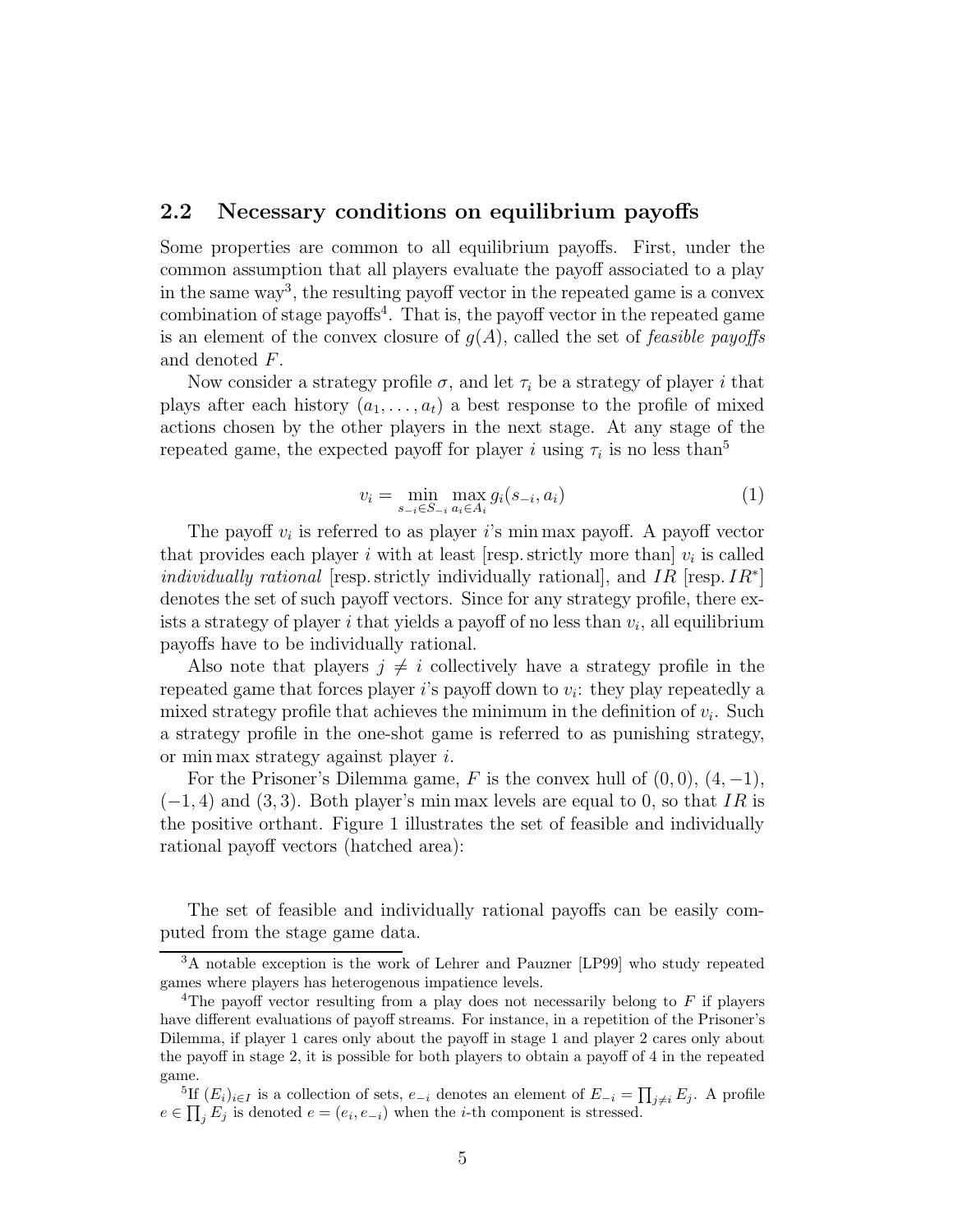## 2.2 Necessary conditions on equilibrium payoffs

Some properties are common to all equilibrium payoffs. First, under the common assumption that all players evaluate the payoff associated to a play in the same way[3], the resulting payoff vector in the repeated game is a convex combination of stage payoffs[4]. That is, the payoff vector in the repeated game is an element of the convex closure of $g(A)$, called the set of *feasible payoffs* and denoted $F$.

Now consider a strategy profile $\sigma$, and let $\tau_i$ be a strategy of player $i$ that plays after each history $(a_1, \ldots, a_t)$ a best response to the profile of mixed actions chosen by the other players in the next stage. At any stage of the repeated game, the expected payoff for player $i$ using $\tau_i$ is no less than[5]

$$v_i = \min_{s_{-i} \in S_{-i}} \max_{a_i \in A_i} g_i(s_{-i}, a_i) \tag{1}$$

The payoff $v_i$ is referred to as player $i$'s min max payoff. A payoff vector that provides each player $i$ with at least [resp. strictly more than] $v_i$ is called *individually rational* [resp. strictly individually rational], and $IR$ [resp. $IR^*$] denotes the set of such payoff vectors. Since for any strategy profile, there exists a strategy of player $i$ that yields a payoff of no less than $v_i$, all equilibrium payoffs have to be individually rational.

Also note that players $j \neq i$ collectively have a strategy profile in the repeated game that forces player $i$'s payoff down to $v_i$: they play repeatedly a mixed strategy profile that achieves the minimum in the definition of $v_i$. Such a strategy profile in the one-shot game is referred to as punishing strategy, or min max strategy against player $i$.

For the Prisoner's Dilemma game, $F$ is the convex hull of $(0, 0)$, $(4, -1)$, $(-1, 4)$ and $(3, 3)$. Both player's min max levels are equal to 0, so that $IR$ is the positive orthant. Figure 1 illustrates the set of feasible and individually rational payoff vectors (hatched area):

The set of feasible and individually rational payoffs can be easily computed from the stage game data.

---

[3] A notable exception is the work of Lehrer and Pauzner [LP99] who study repeated games where players has heterogenous impatience levels.

[4] The payoff vector resulting from a play does not necessarily belong to $F$ if players have different evaluations of payoff streams. For instance, in a repetition of the Prisoner's Dilemma, if player 1 cares only about the payoff in stage 1 and player 2 cares only about the payoff in stage 2, it is possible for both players to obtain a payoff of 4 in the repeated game.

[5] If $(E_i)_{i \in I}$ is a collection of sets, $e_{-i}$ denotes an element of $E_{-i} = \prod_{j \neq i} E_j$. A profile $e \in \prod_j E_j$ is denoted $e = (e_i, e_{-i})$ when the $i$-th component is stressed.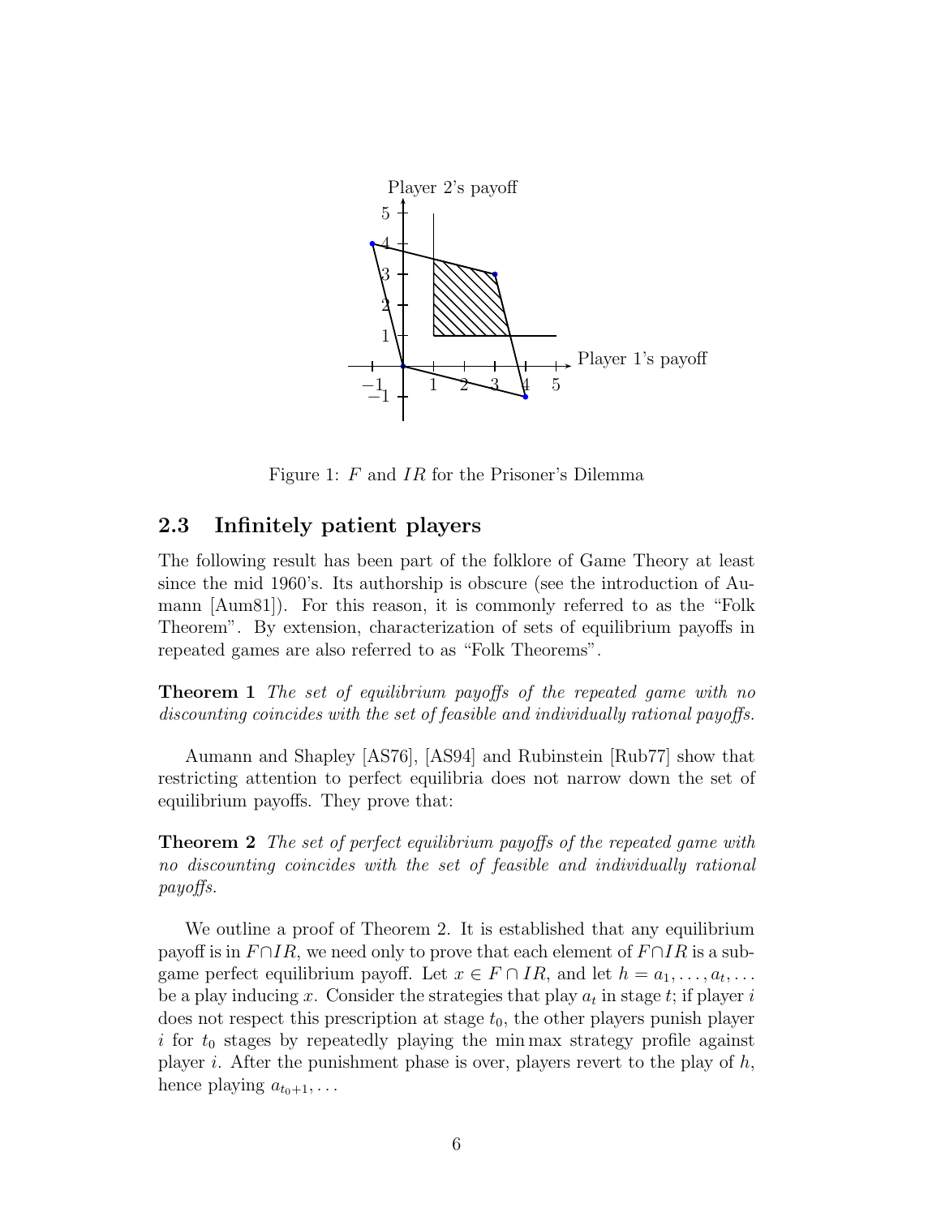Figure 1: $F$ and $IR$ for the Prisoner's Dilemma

### 2.3 Infinitely patient players

The following result has been part of the folklore of Game Theory at least since the mid 1960's. Its authorship is obscure (see the introduction of Aumann [Aum81]). For this reason, it is commonly referred to as the "Folk Theorem". By extension, characterization of sets of equilibrium payoffs in repeated games are also referred to as "Folk Theorems".

**Theorem 1** *The set of equilibrium payoffs of the repeated game with no discounting coincides with the set of feasible and individually rational payoffs.*

Aumann and Shapley [AS76], [AS94] and Rubinstein [Rub77] show that restricting attention to perfect equilibria does not narrow down the set of equilibrium payoffs. They prove that:

**Theorem 2** *The set of perfect equilibrium payoffs of the repeated game with no discounting coincides with the set of feasible and individually rational payoffs.*

We outline a proof of Theorem 2. It is established that any equilibrium payoff is in $F \cap IR$, we need only to prove that each element of $F \cap IR$ is a subgame perfect equilibrium payoff. Let $x \in F \cap IR$, and let $h = a_1, \ldots, a_t, \ldots$ be a play inducing $x$. Consider the strategies that play $a_t$ in stage $t$; if player $i$ does not respect this prescription at stage $t_0$, the other players punish player $i$ for $t_0$ stages by repeatedly playing the $\min\max$ strategy profile against player $i$. After the punishment phase is over, players revert to the play of $h$, hence playing $a_{t_0+1}, \ldots$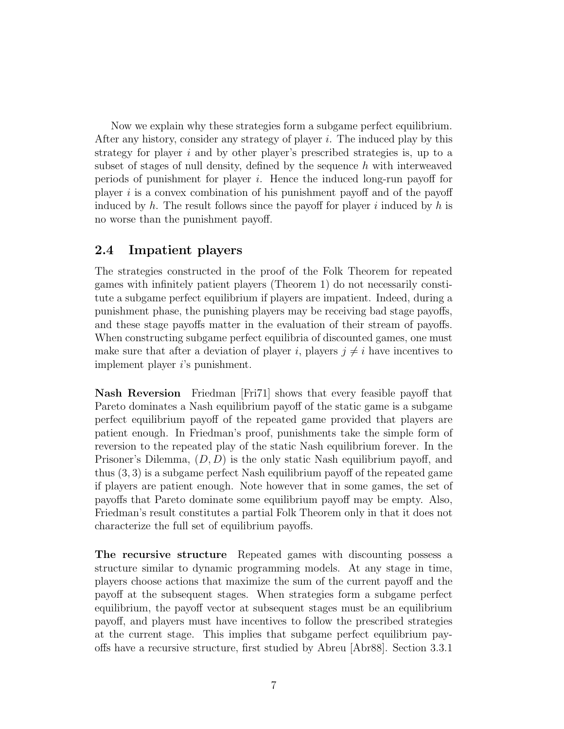Now we explain why these strategies form a subgame perfect equilibrium. After any history, consider any strategy of player $i$. The induced play by this strategy for player $i$ and by other player's prescribed strategies is, up to a subset of stages of null density, defined by the sequence $h$ with interweaved periods of punishment for player $i$. Hence the induced long-run payoff for player $i$ is a convex combination of his punishment payoff and of the payoff induced by $h$. The result follows since the payoff for player $i$ induced by $h$ is no worse than the punishment payoff.

## 2.4 Impatient players

The strategies constructed in the proof of the Folk Theorem for repeated games with infinitely patient players (Theorem 1) do not necessarily constitute a subgame perfect equilibrium if players are impatient. Indeed, during a punishment phase, the punishing players may be receiving bad stage payoffs, and these stage payoffs matter in the evaluation of their stream of payoffs. When constructing subgame perfect equilibria of discounted games, one must make sure that after a deviation of player $i$, players $j \neq i$ have incentives to implement player $i$'s punishment.

**Nash Reversion** Friedman [Fri71] shows that every feasible payoff that Pareto dominates a Nash equilibrium payoff of the static game is a subgame perfect equilibrium payoff of the repeated game provided that players are patient enough. In Friedman's proof, punishments take the simple form of reversion to the repeated play of the static Nash equilibrium forever. In the Prisoner's Dilemma, $(D, D)$ is the only static Nash equilibrium payoff, and thus $(3, 3)$ is a subgame perfect Nash equilibrium payoff of the repeated game if players are patient enough. Note however that in some games, the set of payoffs that Pareto dominate some equilibrium payoff may be empty. Also, Friedman's result constitutes a partial Folk Theorem only in that it does not characterize the full set of equilibrium payoffs.

**The recursive structure** Repeated games with discounting possess a structure similar to dynamic programming models. At any stage in time, players choose actions that maximize the sum of the current payoff and the payoff at the subsequent stages. When strategies form a subgame perfect equilibrium, the payoff vector at subsequent stages must be an equilibrium payoff, and players must have incentives to follow the prescribed strategies at the current stage. This implies that subgame perfect equilibrium payoffs have a recursive structure, first studied by Abreu [Abr88]. Section 3.3.1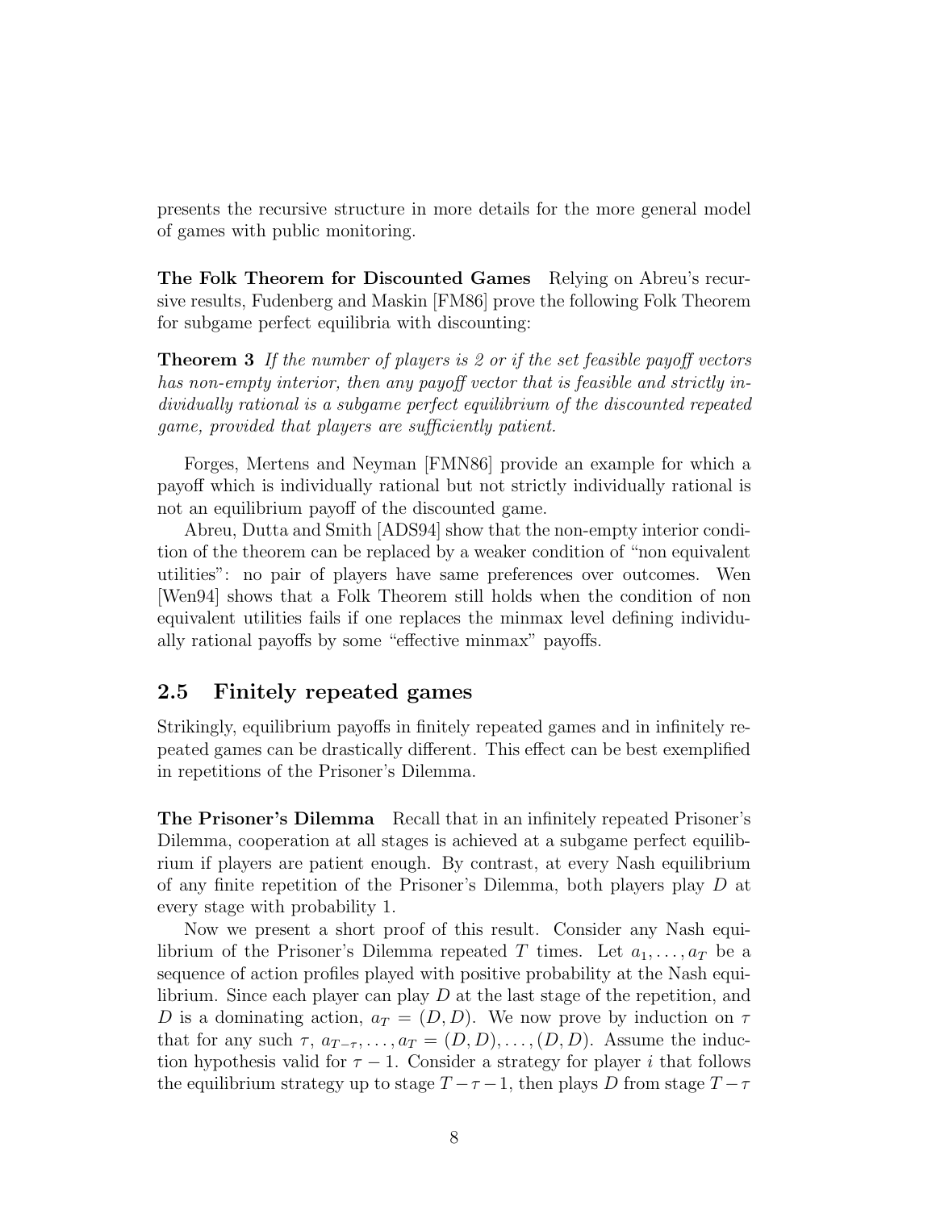presents the recursive structure in more details for the more general model of games with public monitoring.

**The Folk Theorem for Discounted Games** Relying on Abreu's recursive results, Fudenberg and Maskin [FM86] prove the following Folk Theorem for subgame perfect equilibria with discounting:

**Theorem 3** *If the number of players is 2 or if the set feasible payoff vectors has non-empty interior, then any payoff vector that is feasible and strictly individually rational is a subgame perfect equilibrium of the discounted repeated game, provided that players are sufficiently patient.*

Forges, Mertens and Neyman [FMN86] provide an example for which a payoff which is individually rational but not strictly individually rational is not an equilibrium payoff of the discounted game.

Abreu, Dutta and Smith [ADS94] show that the non-empty interior condition of the theorem can be replaced by a weaker condition of "non equivalent utilities": no pair of players have same preferences over outcomes. Wen [Wen94] shows that a Folk Theorem still holds when the condition of non equivalent utilities fails if one replaces the minmax level defining individually rational payoffs by some "effective minmax" payoffs.

## 2.5 Finitely repeated games

Strikingly, equilibrium payoffs in finitely repeated games and in infinitely repeated games can be drastically different. This effect can be best exemplified in repetitions of the Prisoner's Dilemma.

**The Prisoner's Dilemma** Recall that in an infinitely repeated Prisoner's Dilemma, cooperation at all stages is achieved at a subgame perfect equilibrium if players are patient enough. By contrast, at every Nash equilibrium of any finite repetition of the Prisoner's Dilemma, both players play $D$ at every stage with probability 1.

Now we present a short proof of this result. Consider any Nash equilibrium of the Prisoner's Dilemma repeated $T$ times. Let $a_1, \ldots, a_T$ be a sequence of action profiles played with positive probability at the Nash equilibrium. Since each player can play $D$ at the last stage of the repetition, and $D$ is a dominating action, $a_T = (D, D)$. We now prove by induction on $\tau$ that for any such $\tau$, $a_{T-\tau}, \ldots, a_T = (D, D), \ldots, (D, D)$. Assume the induction hypothesis valid for $\tau - 1$. Consider a strategy for player $i$ that follows the equilibrium strategy up to stage $T - \tau - 1$, then plays $D$ from stage $T - \tau$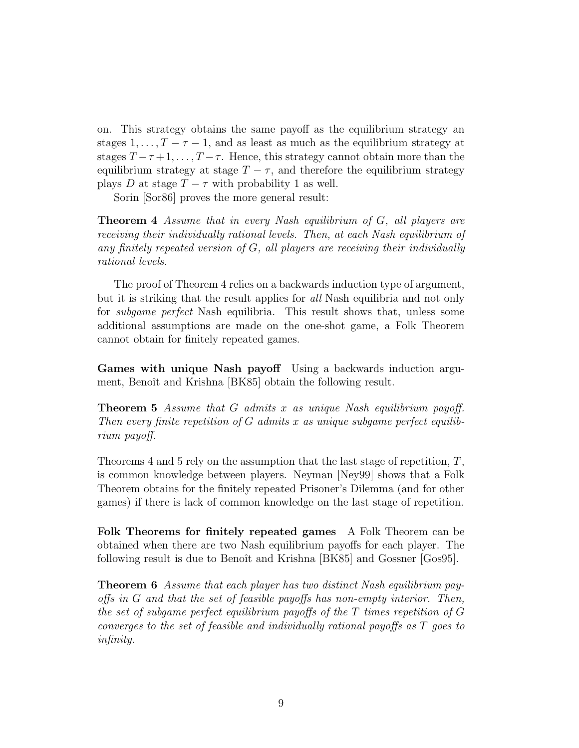on. This strategy obtains the same payoff as the equilibrium strategy an stages $1, \ldots, T-\tau-1$, and as least as much as the equilibrium strategy at stages $T-\tau+1, \ldots, T-\tau$. Hence, this strategy cannot obtain more than the equilibrium strategy at stage $T-\tau$, and therefore the equilibrium strategy plays $D$ at stage $T-\tau$ with probability 1 as well.

Sorin [Sor86] proves the more general result:

**Theorem 4** *Assume that in every Nash equilibrium of $G$, all players are receiving their individually rational levels. Then, at each Nash equilibrium of any finitely repeated version of $G$, all players are receiving their individually rational levels.*

The proof of Theorem 4 relies on a backwards induction type of argument, but it is striking that the result applies for *all* Nash equilibria and not only for *subgame perfect* Nash equilibria. This result shows that, unless some additional assumptions are made on the one-shot game, a Folk Theorem cannot obtain for finitely repeated games.

**Games with unique Nash payoff** Using a backwards induction argument, Benoît and Krishna [BK85] obtain the following result.

**Theorem 5** *Assume that $G$ admits $x$ as unique Nash equilibrium payoff. Then every finite repetition of $G$ admits $x$ as unique subgame perfect equilibrium payoff.*

Theorems 4 and 5 rely on the assumption that the last stage of repetition, $T$, is common knowledge between players. Neyman [Ney99] shows that a Folk Theorem obtains for the finitely repeated Prisoner's Dilemma (and for other games) if there is lack of common knowledge on the last stage of repetition.

**Folk Theorems for finitely repeated games** A Folk Theorem can be obtained when there are two Nash equilibrium payoffs for each player. The following result is due to Benoît and Krishna [BK85] and Gossner [Gos95].

**Theorem 6** *Assume that each player has two distinct Nash equilibrium payoffs in $G$ and that the set of feasible payoffs has non-empty interior. Then, the set of subgame perfect equilibrium payoffs of the $T$ times repetition of $G$ converges to the set of feasible and individually rational payoffs as $T$ goes to infinity.*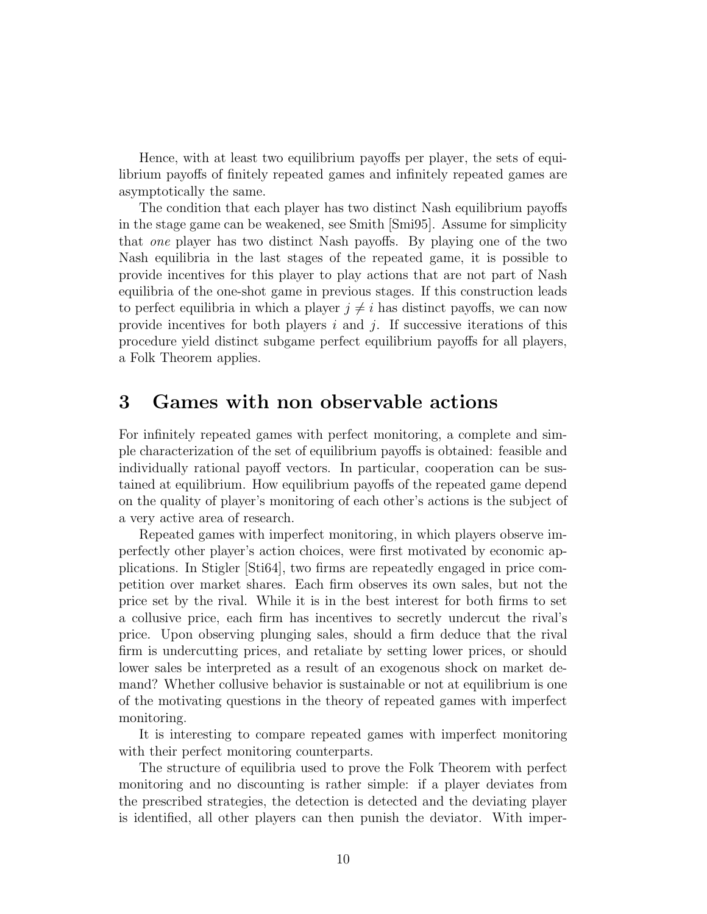Hence, with at least two equilibrium payoffs per player, the sets of equilibrium payoffs of finitely repeated games and infinitely repeated games are asymptotically the same.

The condition that each player has two distinct Nash equilibrium payoffs in the stage game can be weakened, see Smith [Smi95]. Assume for simplicity that *one* player has two distinct Nash payoffs. By playing one of the two Nash equilibria in the last stages of the repeated game, it is possible to provide incentives for this player to play actions that are not part of Nash equilibria of the one-shot game in previous stages. If this construction leads to perfect equilibria in which a player $j \neq i$ has distinct payoffs, we can now provide incentives for both players $i$ and $j$. If successive iterations of this procedure yield distinct subgame perfect equilibrium payoffs for all players, a Folk Theorem applies.

# 3 Games with non observable actions

For infinitely repeated games with perfect monitoring, a complete and simple characterization of the set of equilibrium payoffs is obtained: feasible and individually rational payoff vectors. In particular, cooperation can be sustained at equilibrium. How equilibrium payoffs of the repeated game depend on the quality of player's monitoring of each other's actions is the subject of a very active area of research.

Repeated games with imperfect monitoring, in which players observe imperfectly other player's action choices, were first motivated by economic applications. In Stigler [Sti64], two firms are repeatedly engaged in price competition over market shares. Each firm observes its own sales, but not the price set by the rival. While it is in the best interest for both firms to set a collusive price, each firm has incentives to secretly undercut the rival's price. Upon observing plunging sales, should a firm deduce that the rival firm is undercutting prices, and retaliate by setting lower prices, or should lower sales be interpreted as a result of an exogenous shock on market demand? Whether collusive behavior is sustainable or not at equilibrium is one of the motivating questions in the theory of repeated games with imperfect monitoring.

It is interesting to compare repeated games with imperfect monitoring with their perfect monitoring counterparts.

The structure of equilibria used to prove the Folk Theorem with perfect monitoring and no discounting is rather simple: if a player deviates from the prescribed strategies, the detection is detected and the deviating player is identified, all other players can then punish the deviator. With imper-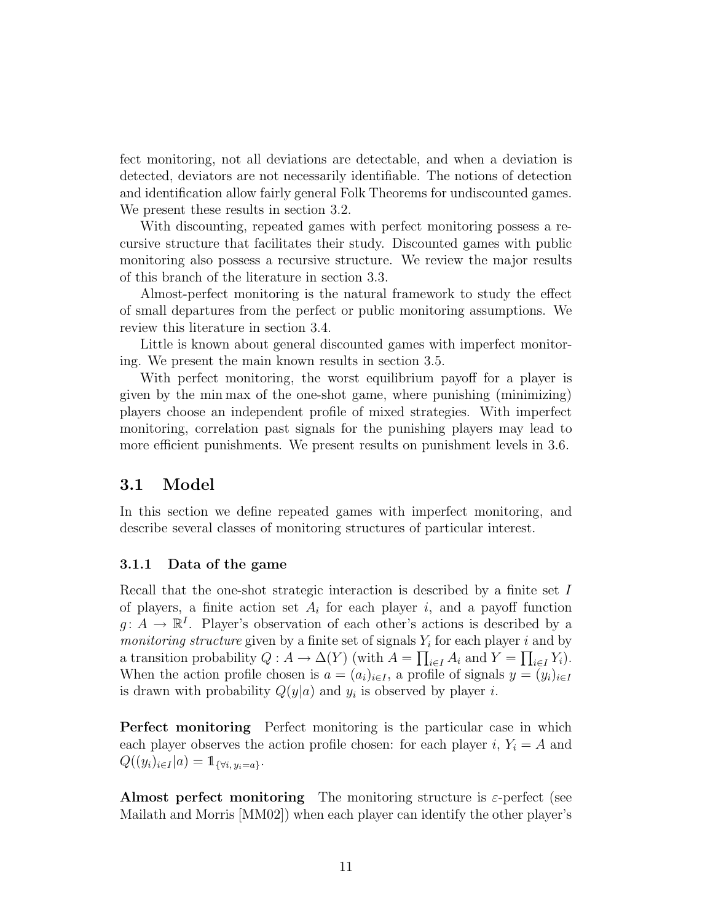fect monitoring, not all deviations are detectable, and when a deviation is detected, deviators are not necessarily identifiable. The notions of detection and identification allow fairly general Folk Theorems for undiscounted games. We present these results in section 3.2.

With discounting, repeated games with perfect monitoring possess a recursive structure that facilitates their study. Discounted games with public monitoring also possess a recursive structure. We review the major results of this branch of the literature in section 3.3.

Almost-perfect monitoring is the natural framework to study the effect of small departures from the perfect or public monitoring assumptions. We review this literature in section 3.4.

Little is known about general discounted games with imperfect monitoring. We present the main known results in section 3.5.

With perfect monitoring, the worst equilibrium payoff for a player is given by the min max of the one-shot game, where punishing (minimizing) players choose an independent profile of mixed strategies. With imperfect monitoring, correlation past signals for the punishing players may lead to more efficient punishments. We present results on punishment levels in 3.6.

## 3.1 Model

In this section we define repeated games with imperfect monitoring, and describe several classes of monitoring structures of particular interest.

### 3.1.1 Data of the game

Recall that the one-shot strategic interaction is described by a finite set $I$ of players, a finite action set $A_i$ for each player $i$, and a payoff function $g\colon A \to \mathbb{R}^I$. Player's observation of each other's actions is described by a *monitoring structure* given by a finite set of signals $Y_i$ for each player $i$ and by a transition probability $Q : A \to \Delta(Y)$ (with $A = \prod_{i \in I} A_i$ and $Y = \prod_{i \in I} Y_i$). When the action profile chosen is $a = (a_i)_{i \in I}$, a profile of signals $y = (y_i)_{i \in I}$ is drawn with probability $Q(y|a)$ and $y_i$ is observed by player $i$.

**Perfect monitoring** Perfect monitoring is the particular case in which each player observes the action profile chosen: for each player $i$, $Y_i = A$ and $Q((y_i)_{i \in I}|a) = \mathbb{1}_{\{\forall i,\, y_i = a\}}$.

**Almost perfect monitoring** The monitoring structure is $\varepsilon$-perfect (see Mailath and Morris [MM02]) when each player can identify the other player's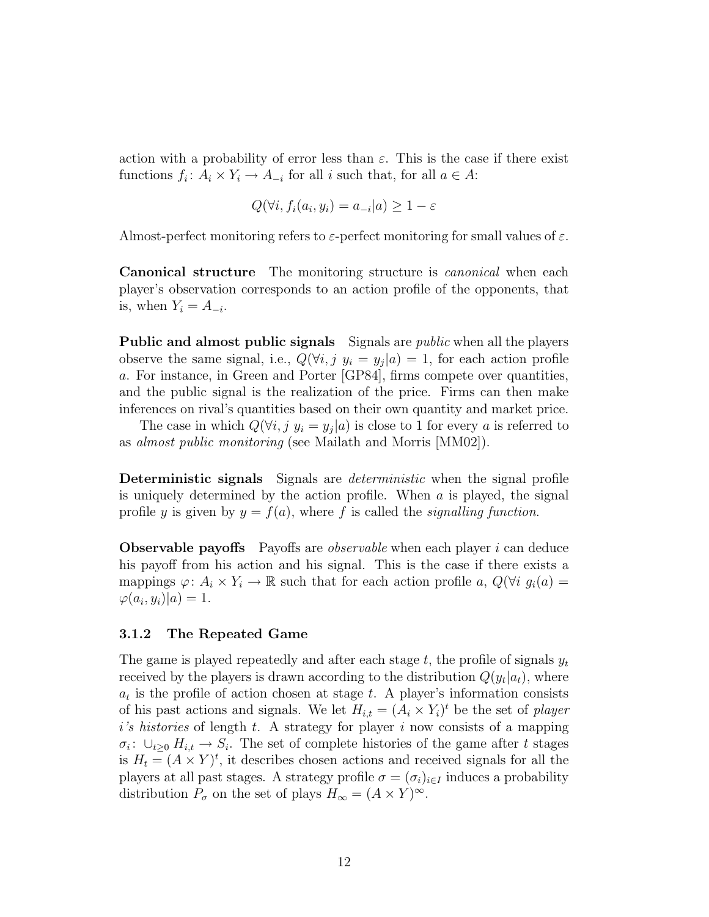action with a probability of error less than $\varepsilon$. This is the case if there exist functions $f_i \colon A_i \times Y_i \to A_{-i}$ for all $i$ such that, for all $a \in A$:

$$Q(\forall i, f_i(a_i, y_i) = a_{-i}|a) \geq 1 - \varepsilon$$

Almost-perfect monitoring refers to $\varepsilon$-perfect monitoring for small values of $\varepsilon$.

**Canonical structure** The monitoring structure is *canonical* when each player's observation corresponds to an action profile of the opponents, that is, when $Y_i = A_{-i}$.

**Public and almost public signals** Signals are *public* when all the players observe the same signal, i.e., $Q(\forall i, j \; y_i = y_j|a) = 1$, for each action profile $a$. For instance, in Green and Porter [GP84], firms compete over quantities, and the public signal is the realization of the price. Firms can then make inferences on rival's quantities based on their own quantity and market price.

The case in which $Q(\forall i, j \; y_i = y_j|a)$ is close to 1 for every $a$ is referred to as *almost public monitoring* (see Mailath and Morris [MM02]).

**Deterministic signals** Signals are *deterministic* when the signal profile is uniquely determined by the action profile. When $a$ is played, the signal profile $y$ is given by $y = f(a)$, where $f$ is called the *signalling function*.

**Observable payoffs** Payoffs are *observable* when each player $i$ can deduce his payoff from his action and his signal. This is the case if there exists a mappings $\varphi \colon A_i \times Y_i \to \mathbb{R}$ such that for each action profile $a$, $Q(\forall i \; g_i(a) = \varphi(a_i, y_i)|a) = 1$.

### 3.1.2 The Repeated Game

The game is played repeatedly and after each stage $t$, the profile of signals $y_t$ received by the players is drawn according to the distribution $Q(y_t|a_t)$, where $a_t$ is the profile of action chosen at stage $t$. A player's information consists of his past actions and signals. We let $H_{i,t} = (A_i \times Y_i)^t$ be the set of *player $i$'s histories* of length $t$. A strategy for player $i$ now consists of a mapping $\sigma_i \colon \cup_{t \geq 0} H_{i,t} \to S_i$. The set of complete histories of the game after $t$ stages is $H_t = (A \times Y)^t$, it describes chosen actions and received signals for all the players at all past stages. A strategy profile $\sigma = (\sigma_i)_{i \in I}$ induces a probability distribution $P_\sigma$ on the set of plays $H_\infty = (A \times Y)^\infty$.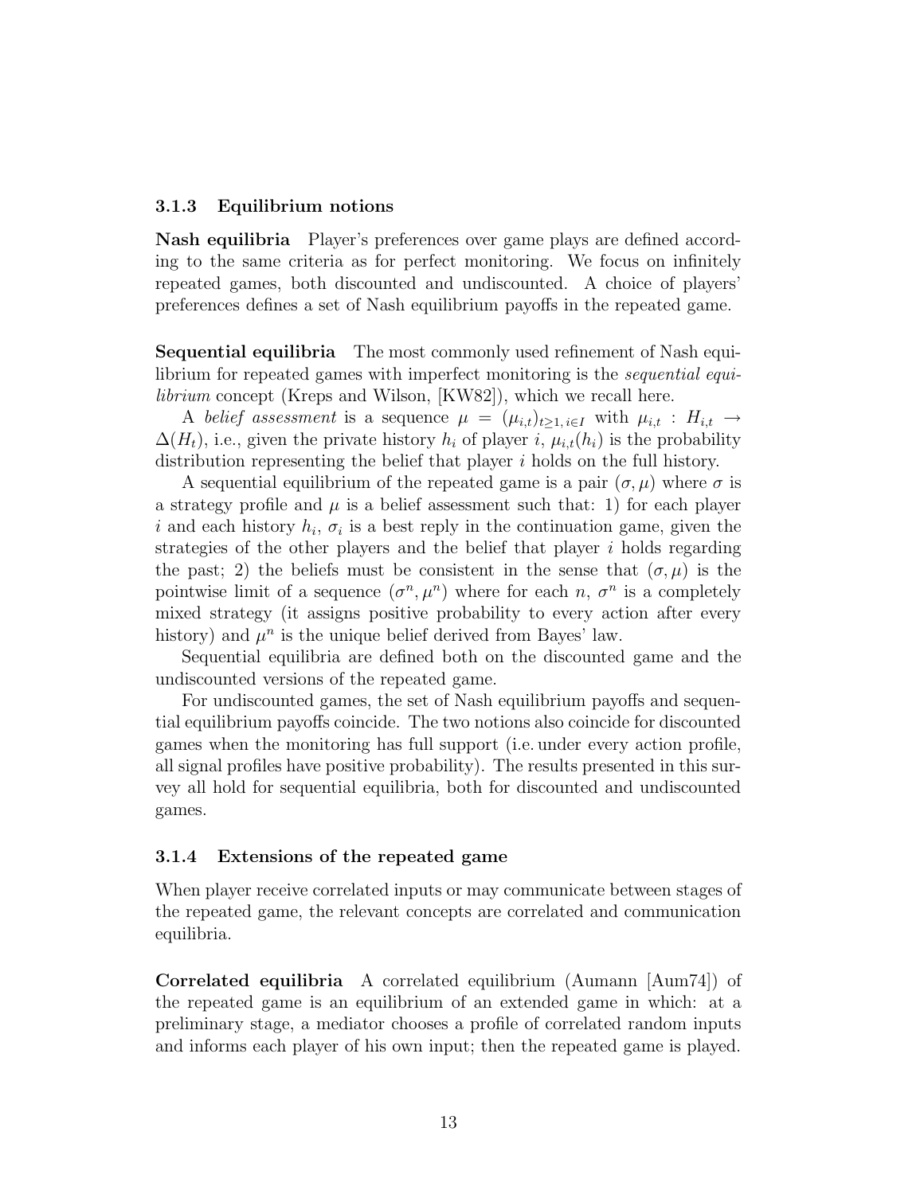### 3.1.3 Equilibrium notions

**Nash equilibria** Player's preferences over game plays are defined according to the same criteria as for perfect monitoring. We focus on infinitely repeated games, both discounted and undiscounted. A choice of players' preferences defines a set of Nash equilibrium payoffs in the repeated game.

**Sequential equilibria** The most commonly used refinement of Nash equilibrium for repeated games with imperfect monitoring is the *sequential equilibrium* concept (Kreps and Wilson, [KW82]), which we recall here.

A *belief assessment* is a sequence $\mu = (\mu_{i,t})_{t\geq 1, i \in I}$ with $\mu_{i,t} : H_{i,t} \to \Delta(H_t)$, i.e., given the private history $h_i$ of player $i$, $\mu_{i,t}(h_i)$ is the probability distribution representing the belief that player $i$ holds on the full history.

A sequential equilibrium of the repeated game is a pair $(\sigma, \mu)$ where $\sigma$ is a strategy profile and $\mu$ is a belief assessment such that: 1) for each player $i$ and each history $h_i$, $\sigma_i$ is a best reply in the continuation game, given the strategies of the other players and the belief that player $i$ holds regarding the past; 2) the beliefs must be consistent in the sense that $(\sigma, \mu)$ is the pointwise limit of a sequence $(\sigma^n, \mu^n)$ where for each $n$, $\sigma^n$ is a completely mixed strategy (it assigns positive probability to every action after every history) and $\mu^n$ is the unique belief derived from Bayes' law.

Sequential equilibria are defined both on the discounted game and the undiscounted versions of the repeated game.

For undiscounted games, the set of Nash equilibrium payoffs and sequential equilibrium payoffs coincide. The two notions also coincide for discounted games when the monitoring has full support (i.e. under every action profile, all signal profiles have positive probability). The results presented in this survey all hold for sequential equilibria, both for discounted and undiscounted games.

### 3.1.4 Extensions of the repeated game

When player receive correlated inputs or may communicate between stages of the repeated game, the relevant concepts are correlated and communication equilibria.

**Correlated equilibria** A correlated equilibrium (Aumann [Aum74]) of the repeated game is an equilibrium of an extended game in which: at a preliminary stage, a mediator chooses a profile of correlated random inputs and informs each player of his own input; then the repeated game is played.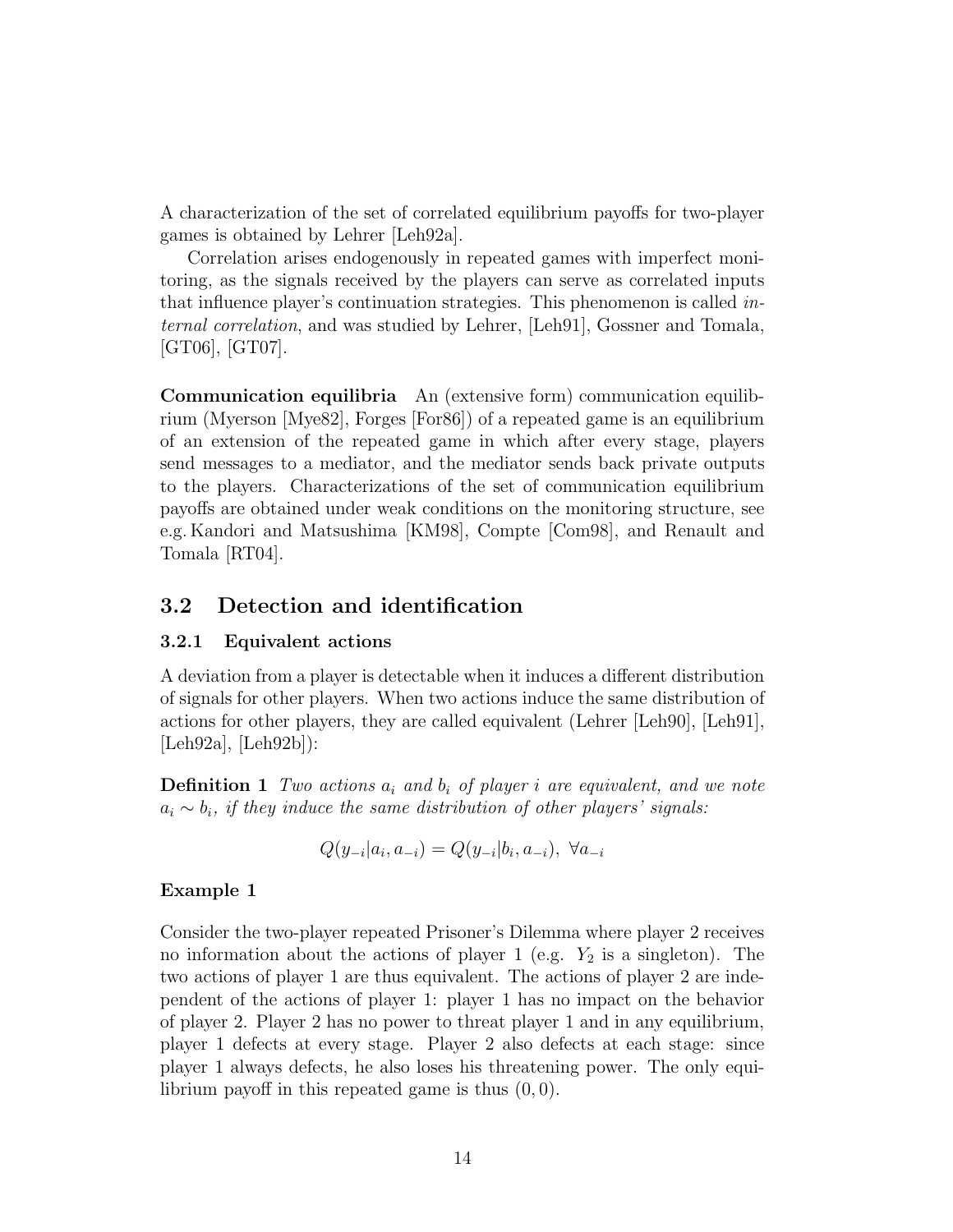A characterization of the set of correlated equilibrium payoffs for two-player games is obtained by Lehrer [Leh92a].

Correlation arises endogenously in repeated games with imperfect monitoring, as the signals received by the players can serve as correlated inputs that influence player's continuation strategies. This phenomenon is called *internal correlation*, and was studied by Lehrer, [Leh91], Gossner and Tomala, [GT06], [GT07].

**Communication equilibria** An (extensive form) communication equilibrium (Myerson [Mye82], Forges [For86]) of a repeated game is an equilibrium of an extension of the repeated game in which after every stage, players send messages to a mediator, and the mediator sends back private outputs to the players. Characterizations of the set of communication equilibrium payoffs are obtained under weak conditions on the monitoring structure, see e.g. Kandori and Matsushima [KM98], Compte [Com98], and Renault and Tomala [RT04].

## 3.2 Detection and identification

### 3.2.1 Equivalent actions

A deviation from a player is detectable when it induces a different distribution of signals for other players. When two actions induce the same distribution of actions for other players, they are called equivalent (Lehrer [Leh90], [Leh91], [Leh92a], [Leh92b]):

**Definition 1** *Two actions $a_i$ and $b_i$ of player $i$ are equivalent, and we note $a_i \sim b_i$, if they induce the same distribution of other players' signals:*

$$Q(y_{-i}|a_i, a_{-i}) = Q(y_{-i}|b_i, a_{-i}),\ \forall a_{-i}$$

**Example 1**

Consider the two-player repeated Prisoner's Dilemma where player 2 receives no information about the actions of player 1 (e.g. $Y_2$ is a singleton). The two actions of player 1 are thus equivalent. The actions of player 2 are independent of the actions of player 1: player 1 has no impact on the behavior of player 2. Player 2 has no power to threat player 1 and in any equilibrium, player 1 defects at every stage. Player 2 also defects at each stage: since player 1 always defects, he also loses his threatening power. The only equilibrium payoff in this repeated game is thus $(0, 0)$.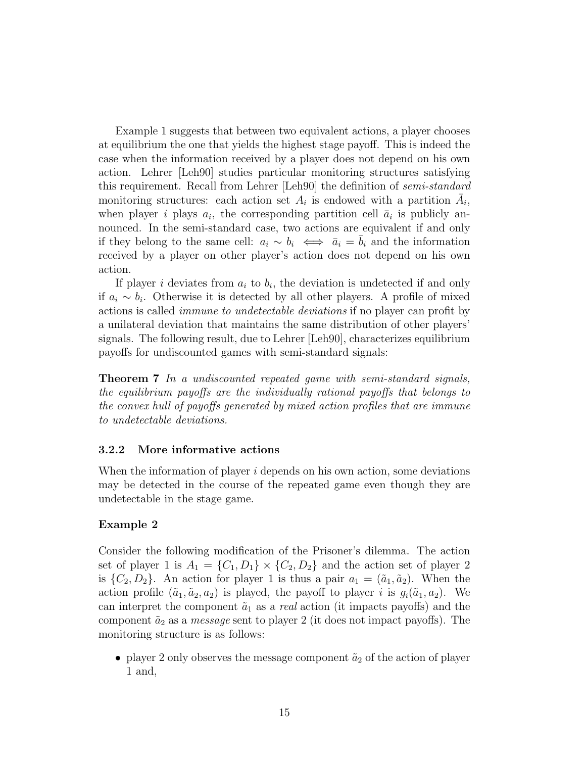Example 1 suggests that between two equivalent actions, a player chooses at equilibrium the one that yields the highest stage payoff. This is indeed the case when the information received by a player does not depend on his own action. Lehrer [Leh90] studies particular monitoring structures satisfying this requirement. Recall from Lehrer [Leh90] the definition of *semi-standard* monitoring structures: each action set $A_i$ is endowed with a partition $\bar{A}_i$, when player $i$ plays $a_i$, the corresponding partition cell $\bar{a}_i$ is publicly announced. In the semi-standard case, two actions are equivalent if and only if they belong to the same cell: $a_i \sim b_i \iff \bar{a}_i = \bar{b}_i$ and the information received by a player on other player's action does not depend on his own action.

If player $i$ deviates from $a_i$ to $b_i$, the deviation is undetected if and only if $a_i \sim b_i$. Otherwise it is detected by all other players. A profile of mixed actions is called *immune to undetectable deviations* if no player can profit by a unilateral deviation that maintains the same distribution of other players' signals. The following result, due to Lehrer [Leh90], characterizes equilibrium payoffs for undiscounted games with semi-standard signals:

**Theorem 7** *In a undiscounted repeated game with semi-standard signals, the equilibrium payoffs are the individually rational payoffs that belongs to the convex hull of payoffs generated by mixed action profiles that are immune to undetectable deviations.*

### 3.2.2 More informative actions

When the information of player $i$ depends on his own action, some deviations may be detected in the course of the repeated game even though they are undetectable in the stage game.

**Example 2**

Consider the following modification of the Prisoner's dilemma. The action set of player 1 is $A_1 = \{C_1, D_1\} \times \{C_2, D_2\}$ and the action set of player 2 is $\{C_2, D_2\}$. An action for player 1 is thus a pair $a_1 = (\tilde{a}_1, \tilde{a}_2)$. When the action profile $(\tilde{a}_1, \tilde{a}_2, a_2)$ is played, the payoff to player $i$ is $g_i(\tilde{a}_1, a_2)$. We can interpret the component $\tilde{a}_1$ as a *real* action (it impacts payoffs) and the component $\tilde{a}_2$ as a *message* sent to player 2 (it does not impact payoffs). The monitoring structure is as follows:

- player 2 only observes the message component $\tilde{a}_2$ of the action of player 1 and,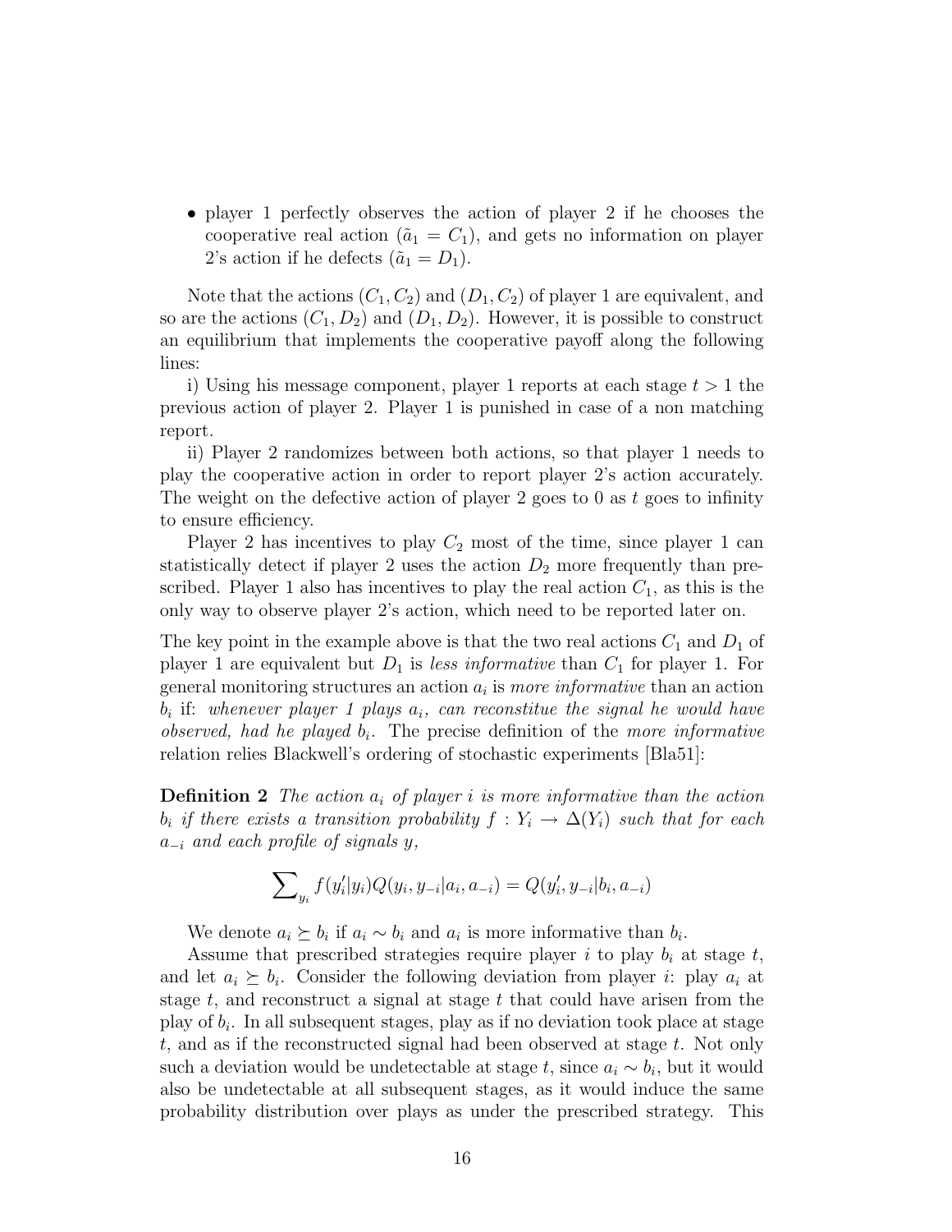- player 1 perfectly observes the action of player 2 if he chooses the cooperative real action ($\tilde{a}_1 = C_1$), and gets no information on player 2's action if he defects ($\tilde{a}_1 = D_1$).

Note that the actions $(C_1, C_2)$ and $(D_1, C_2)$ of player 1 are equivalent, and so are the actions $(C_1, D_2)$ and $(D_1, D_2)$. However, it is possible to construct an equilibrium that implements the cooperative payoff along the following lines:

i) Using his message component, player 1 reports at each stage $t > 1$ the previous action of player 2. Player 1 is punished in case of a non matching report.

ii) Player 2 randomizes between both actions, so that player 1 needs to play the cooperative action in order to report player 2's action accurately. The weight on the defective action of player 2 goes to 0 as $t$ goes to infinity to ensure efficiency.

Player 2 has incentives to play $C_2$ most of the time, since player 1 can statistically detect if player 2 uses the action $D_2$ more frequently than prescribed. Player 1 also has incentives to play the real action $C_1$, as this is the only way to observe player 2's action, which need to be reported later on.

The key point in the example above is that the two real actions $C_1$ and $D_1$ of player 1 are equivalent but $D_1$ is *less informative* than $C_1$ for player 1. For general monitoring structures an action $a_i$ is *more informative* than an action $b_i$ if: *whenever player 1 plays $a_i$, can reconstitue the signal he would have observed, had he played $b_i$.* The precise definition of the *more informative* relation relies Blackwell's ordering of stochastic experiments [Bla51]:

**Definition 2** *The action $a_i$ of player $i$ is more informative than the action $b_i$ if there exists a transition probability $f : Y_i \to \Delta(Y_i)$ such that for each $a_{-i}$ and each profile of signals $y$,*

$$\sum_{y_i} f(y_i'|y_i) Q(y_i, y_{-i}|a_i, a_{-i}) = Q(y_i', y_{-i}|b_i, a_{-i})$$

We denote $a_i \succeq b_i$ if $a_i \sim b_i$ and $a_i$ is more informative than $b_i$.

Assume that prescribed strategies require player $i$ to play $b_i$ at stage $t$, and let $a_i \succeq b_i$. Consider the following deviation from player $i$: play $a_i$ at stage $t$, and reconstruct a signal at stage $t$ that could have arisen from the play of $b_i$. In all subsequent stages, play as if no deviation took place at stage $t$, and as if the reconstructed signal had been observed at stage $t$. Not only such a deviation would be undetectable at stage $t$, since $a_i \sim b_i$, but it would also be undetectable at all subsequent stages, as it would induce the same probability distribution over plays as under the prescribed strategy. This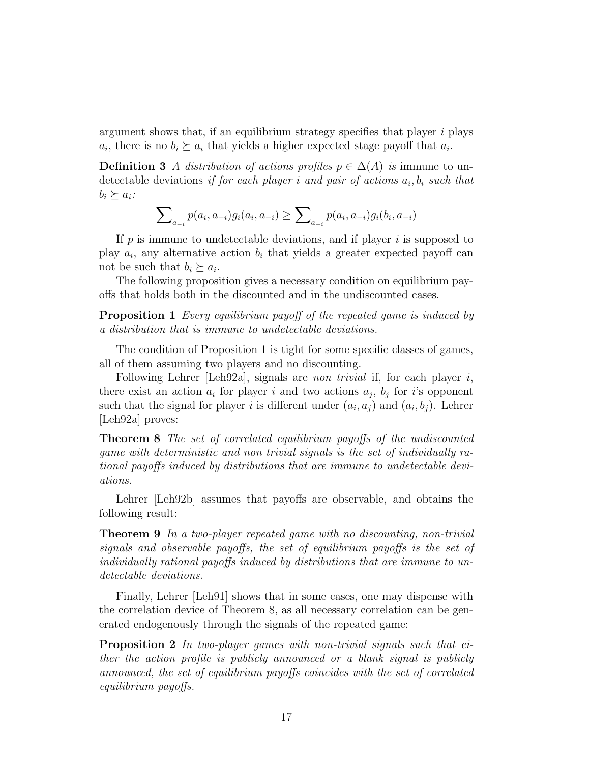argument shows that, if an equilibrium strategy specifies that player $i$ plays $a_i$, there is no $b_i \succeq a_i$ that yields a higher expected stage payoff that $a_i$.

**Definition 3** *A distribution of actions profiles $p \in \Delta(A)$ is* immune to undetectable deviations *if for each player $i$ and pair of actions $a_i, b_i$ such that $b_i \succeq a_i$:*

$$\sum_{a_{-i}} p(a_i, a_{-i}) g_i(a_i, a_{-i}) \geq \sum_{a_{-i}} p(a_i, a_{-i}) g_i(b_i, a_{-i})$$

If $p$ is immune to undetectable deviations, and if player $i$ is supposed to play $a_i$, any alternative action $b_i$ that yields a greater expected payoff can not be such that $b_i \succeq a_i$.

The following proposition gives a necessary condition on equilibrium payoffs that holds both in the discounted and in the undiscounted cases.

**Proposition 1** *Every equilibrium payoff of the repeated game is induced by a distribution that is immune to undetectable deviations.*

The condition of Proposition 1 is tight for some specific classes of games, all of them assuming two players and no discounting.

Following Lehrer [Leh92a], signals are *non trivial* if, for each player $i$, there exist an action $a_i$ for player $i$ and two actions $a_j$, $b_j$ for $i$'s opponent such that the signal for player $i$ is different under $(a_i, a_j)$ and $(a_i, b_j)$. Lehrer [Leh92a] proves:

**Theorem 8** *The set of correlated equilibrium payoffs of the undiscounted game with deterministic and non trivial signals is the set of individually rational payoffs induced by distributions that are immune to undetectable deviations.*

Lehrer [Leh92b] assumes that payoffs are observable, and obtains the following result:

**Theorem 9** *In a two-player repeated game with no discounting, non-trivial signals and observable payoffs, the set of equilibrium payoffs is the set of individually rational payoffs induced by distributions that are immune to undetectable deviations.*

Finally, Lehrer [Leh91] shows that in some cases, one may dispense with the correlation device of Theorem 8, as all necessary correlation can be generated endogenously through the signals of the repeated game:

**Proposition 2** *In two-player games with non-trivial signals such that either the action profile is publicly announced or a blank signal is publicly announced, the set of equilibrium payoffs coincides with the set of correlated equilibrium payoffs.*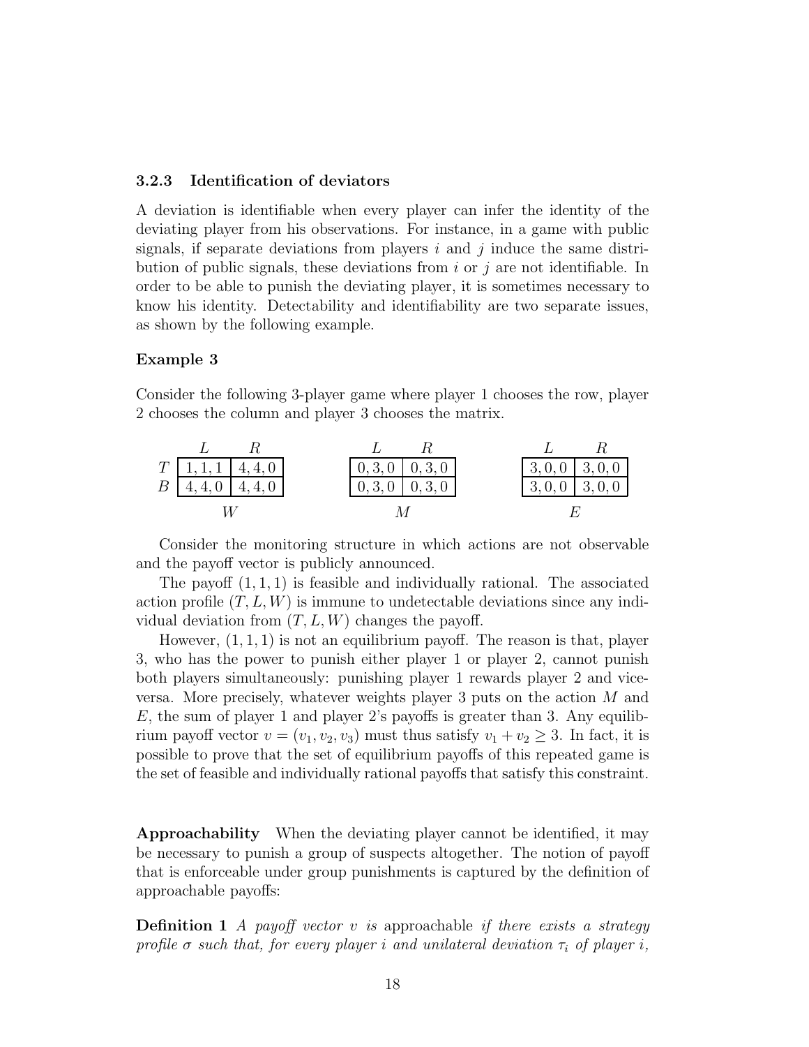### 3.2.3 Identification of deviators

A deviation is identifiable when every player can infer the identity of the deviating player from his observations. For instance, in a game with public signals, if separate deviations from players $i$ and $j$ induce the same distribution of public signals, these deviations from $i$ or $j$ are not identifiable. In order to be able to punish the deviating player, it is sometimes necessary to know his identity. Detectability and identifiability are two separate issues, as shown by the following example.

#### Example 3

Consider the following 3-player game where player 1 chooses the row, player 2 chooses the column and player 3 chooses the matrix.

**W**

| | $L$ | $R$ |
|---|---|---|
| $T$ | $1,1,1$ | $4,4,0$ |
| $B$ | $4,4,0$ | $4,4,0$ |

**M**

| | $L$ | $R$ |
|---|---|---|
| $T$ | $0,3,0$ | $0,3,0$ |
| $B$ | $0,3,0$ | $0,3,0$ |

**E**

| | $L$ | $R$ |
|---|---|---|
| $T$ | $3,0,0$ | $3,0,0$ |
| $B$ | $3,0,0$ | $3,0,0$ |

Consider the monitoring structure in which actions are not observable and the payoff vector is publicly announced.

The payoff $(1,1,1)$ is feasible and individually rational. The associated action profile $(T, L, W)$ is immune to undetectable deviations since any individual deviation from $(T, L, W)$ changes the payoff.

However, $(1,1,1)$ is not an equilibrium payoff. The reason is that, player 3, who has the power to punish either player 1 or player 2, cannot punish both players simultaneously: punishing player 1 rewards player 2 and vice-versa. More precisely, whatever weights player 3 puts on the action $M$ and $E$, the sum of player 1 and player 2's payoffs is greater than 3. Any equilibrium payoff vector $v = (v_1, v_2, v_3)$ must thus satisfy $v_1 + v_2 \geq 3$. In fact, it is possible to prove that the set of equilibrium payoffs of this repeated game is the set of feasible and individually rational payoffs that satisfy this constraint.

**Approachability** When the deviating player cannot be identified, it may be necessary to punish a group of suspects altogether. The notion of payoff that is enforceable under group punishments is captured by the definition of approachable payoffs:

**Definition 1** *A payoff vector $v$ is* approachable *if there exists a strategy profile $\sigma$ such that, for every player $i$ and unilateral deviation $\tau_i$ of player $i$,*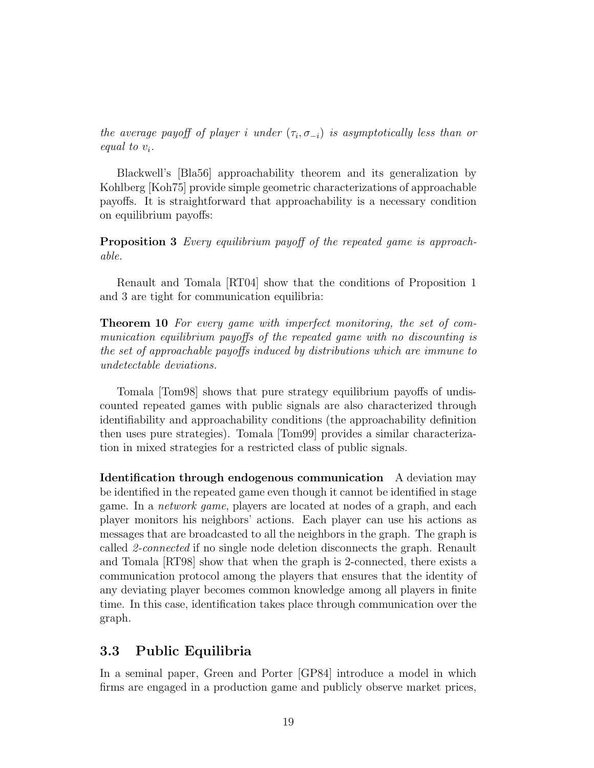*the average payoff of player $i$ under $(\tau_i, \sigma_{-i})$ is asymptotically less than or equal to $v_i$.*

Blackwell's [Bla56] approachability theorem and its generalization by Kohlberg [Koh75] provide simple geometric characterizations of approachable payoffs. It is straightforward that approachability is a necessary condition on equilibrium payoffs:

**Proposition 3** *Every equilibrium payoff of the repeated game is approachable.*

Renault and Tomala [RT04] show that the conditions of Proposition 1 and 3 are tight for communication equilibria:

**Theorem 10** *For every game with imperfect monitoring, the set of communication equilibrium payoffs of the repeated game with no discounting is the set of approachable payoffs induced by distributions which are immune to undetectable deviations.*

Tomala [Tom98] shows that pure strategy equilibrium payoffs of undiscounted repeated games with public signals are also characterized through identifiability and approachability conditions (the approachability definition then uses pure strategies). Tomala [Tom99] provides a similar characterization in mixed strategies for a restricted class of public signals.

**Identification through endogenous communication** A deviation may be identified in the repeated game even though it cannot be identified in stage game. In a *network game*, players are located at nodes of a graph, and each player monitors his neighbors' actions. Each player can use his actions as messages that are broadcasted to all the neighbors in the graph. The graph is called *2-connected* if no single node deletion disconnects the graph. Renault and Tomala [RT98] show that when the graph is 2-connected, there exists a communication protocol among the players that ensures that the identity of any deviating player becomes common knowledge among all players in finite time. In this case, identification takes place through communication over the graph.

### 3.3 Public Equilibria

In a seminal paper, Green and Porter [GP84] introduce a model in which firms are engaged in a production game and publicly observe market prices,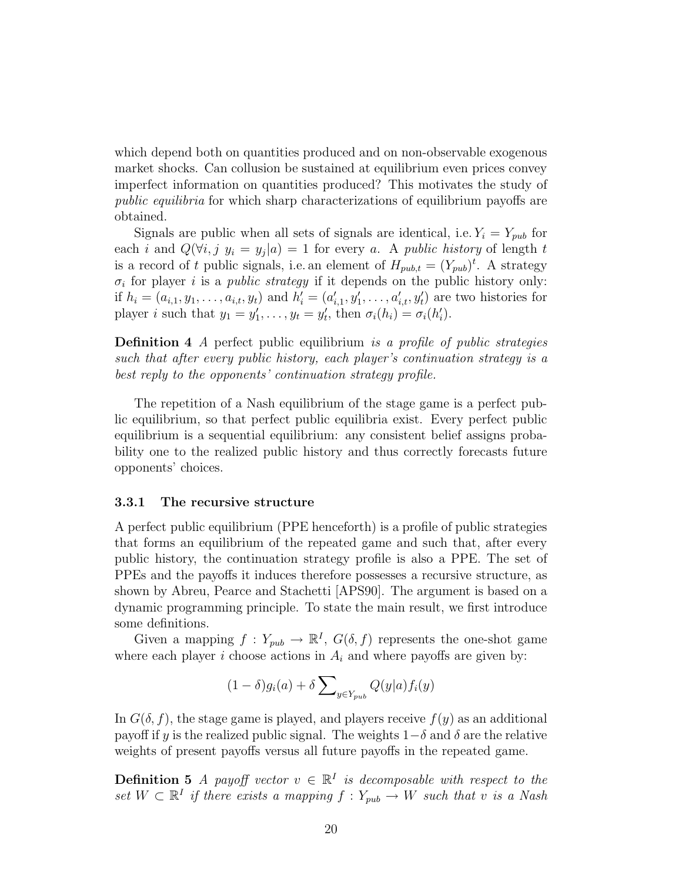which depend both on quantities produced and on non-observable exogenous market shocks. Can collusion be sustained at equilibrium even prices convey imperfect information on quantities produced? This motivates the study of *public equilibria* for which sharp characterizations of equilibrium payoffs are obtained.

Signals are public when all sets of signals are identical, i.e. $Y_i = Y_{pub}$ for each $i$ and $Q(\forall i, j \; y_i = y_j | a) = 1$ for every $a$. A *public history* of length $t$ is a record of $t$ public signals, i.e. an element of $H_{pub,t} = (Y_{pub})^t$. A strategy $\sigma_i$ for player $i$ is a *public strategy* if it depends on the public history only: if $h_i = (a_{i,1}, y_1, \ldots, a_{i,t}, y_t)$ and $h'_i = (a'_{i,1}, y'_1, \ldots, a'_{i,t}, y'_t)$ are two histories for player $i$ such that $y_1 = y'_1, \ldots, y_t = y'_t$, then $\sigma_i(h_i) = \sigma_i(h'_i)$.

**Definition 4** *A* perfect public equilibrium *is a profile of public strategies such that after every public history, each player's continuation strategy is a best reply to the opponents' continuation strategy profile.*

The repetition of a Nash equilibrium of the stage game is a perfect public equilibrium, so that perfect public equilibria exist. Every perfect public equilibrium is a sequential equilibrium: any consistent belief assigns probability one to the realized public history and thus correctly forecasts future opponents' choices.

### 3.3.1 The recursive structure

A perfect public equilibrium (PPE henceforth) is a profile of public strategies that forms an equilibrium of the repeated game and such that, after every public history, the continuation strategy profile is also a PPE. The set of PPEs and the payoffs it induces therefore possesses a recursive structure, as shown by Abreu, Pearce and Stachetti [APS90]. The argument is based on a dynamic programming principle. To state the main result, we first introduce some definitions.

Given a mapping $f : Y_{pub} \to \mathbb{R}^I$, $G(\delta, f)$ represents the one-shot game where each player $i$ choose actions in $A_i$ and where payoffs are given by:

$$(1 - \delta) g_i(a) + \delta \sum\nolimits_{y \in Y_{pub}} Q(y|a) f_i(y)$$

In $G(\delta, f)$, the stage game is played, and players receive $f(y)$ as an additional payoff if $y$ is the realized public signal. The weights $1-\delta$ and $\delta$ are the relative weights of present payoffs versus all future payoffs in the repeated game.

**Definition 5** *A payoff vector $v \in \mathbb{R}^I$ is decomposable with respect to the set $W \subset \mathbb{R}^I$ if there exists a mapping $f : Y_{pub} \to W$ such that $v$ is a Nash*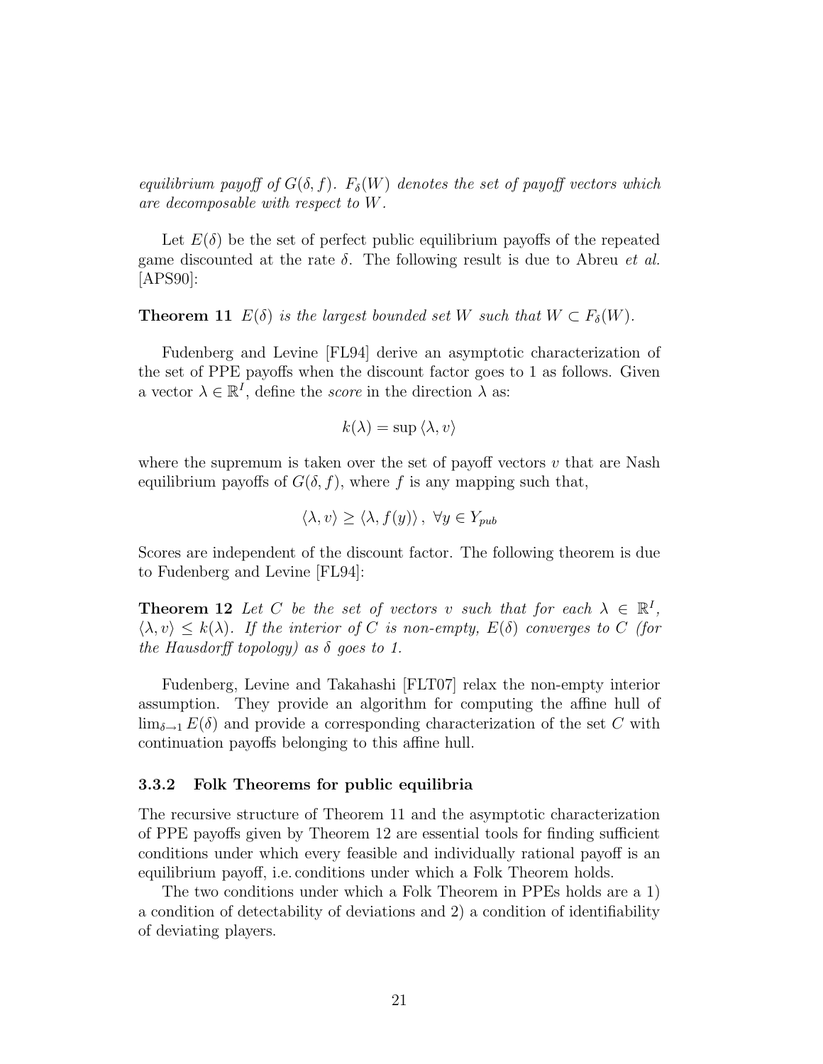*equilibrium payoff of $G(\delta, f)$. $F_\delta(W)$ denotes the set of payoff vectors which are decomposable with respect to $W$.*

Let $E(\delta)$ be the set of perfect public equilibrium payoffs of the repeated game discounted at the rate $\delta$. The following result is due to Abreu *et al.* [APS90]:

**Theorem 11** *$E(\delta)$ is the largest bounded set $W$ such that $W \subset F_\delta(W)$.*

Fudenberg and Levine [FL94] derive an asymptotic characterization of the set of PPE payoffs when the discount factor goes to 1 as follows. Given a vector $\lambda \in \mathbb{R}^I$, define the *score* in the direction $\lambda$ as:

$$k(\lambda) = \sup \langle \lambda, v \rangle$$

where the supremum is taken over the set of payoff vectors $v$ that are Nash equilibrium payoffs of $G(\delta, f)$, where $f$ is any mapping such that,

$$\langle \lambda, v \rangle \geq \langle \lambda, f(y) \rangle \,, \; \forall y \in Y_{pub}$$

Scores are independent of the discount factor. The following theorem is due to Fudenberg and Levine [FL94]:

**Theorem 12** *Let $C$ be the set of vectors $v$ such that for each $\lambda \in \mathbb{R}^I$, $\langle \lambda, v \rangle \leq k(\lambda)$. If the interior of $C$ is non-empty, $E(\delta)$ converges to $C$ (for the Hausdorff topology) as $\delta$ goes to 1.*

Fudenberg, Levine and Takahashi [FLT07] relax the non-empty interior assumption. They provide an algorithm for computing the affine hull of $\lim_{\delta \to 1} E(\delta)$ and provide a corresponding characterization of the set $C$ with continuation payoffs belonging to this affine hull.

### 3.3.2 Folk Theorems for public equilibria

The recursive structure of Theorem 11 and the asymptotic characterization of PPE payoffs given by Theorem 12 are essential tools for finding sufficient conditions under which every feasible and individually rational payoff is an equilibrium payoff, i.e. conditions under which a Folk Theorem holds.

The two conditions under which a Folk Theorem in PPEs holds are a 1) a condition of detectability of deviations and 2) a condition of identifiability of deviating players.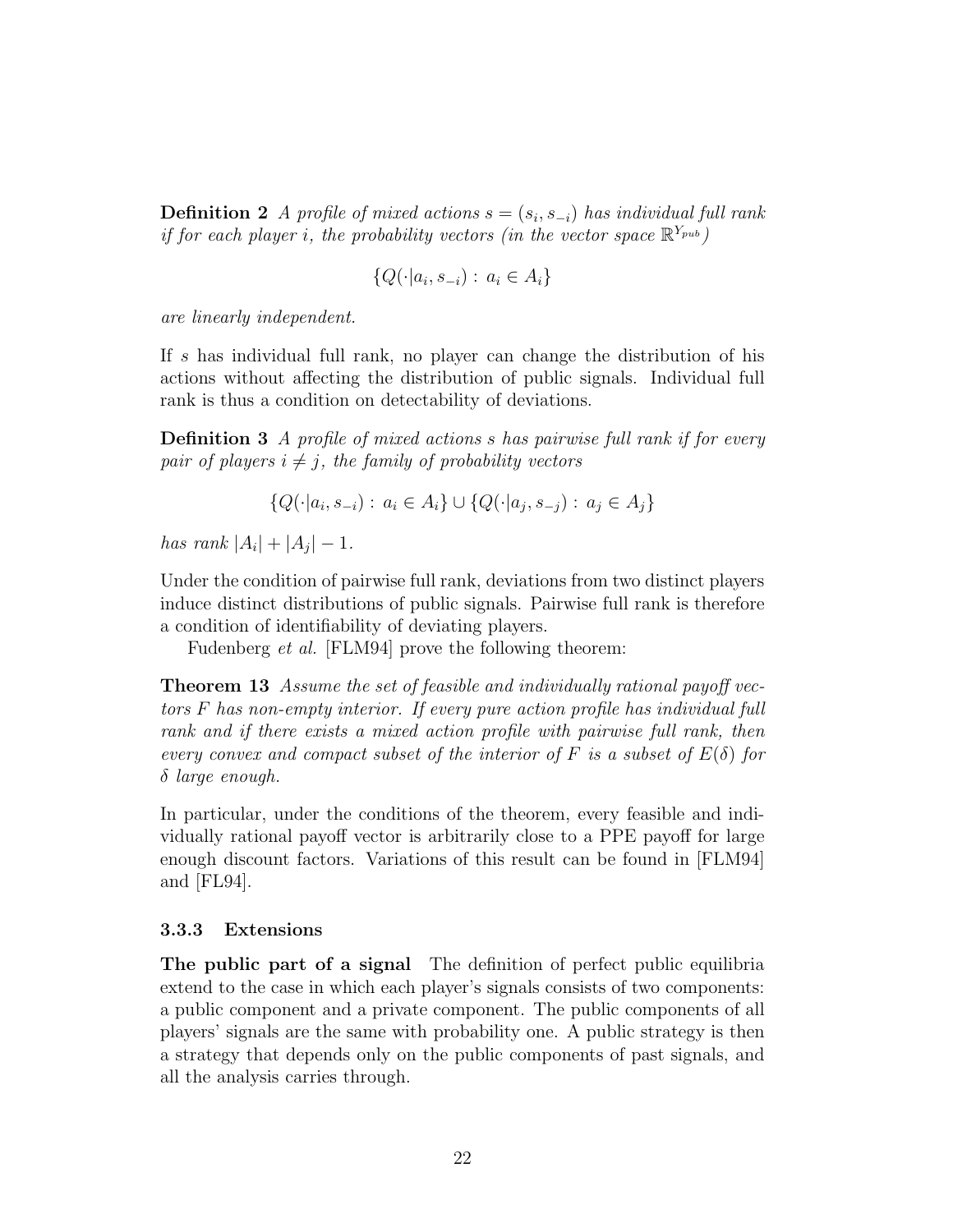**Definition 2** *A profile of mixed actions $s = (s_i, s_{-i})$ has individual full rank if for each player $i$, the probability vectors (in the vector space $\mathbb{R}^{Y_{pub}}$)*

$$\{Q(\cdot|a_i, s_{-i}) : a_i \in A_i\}$$

*are linearly independent.*

If $s$ has individual full rank, no player can change the distribution of his actions without affecting the distribution of public signals. Individual full rank is thus a condition on detectability of deviations.

**Definition 3** *A profile of mixed actions $s$ has pairwise full rank if for every pair of players $i \neq j$, the family of probability vectors*

$$\{Q(\cdot|a_i, s_{-i}) : a_i \in A_i\} \cup \{Q(\cdot|a_j, s_{-j}) : a_j \in A_j\}$$

*has rank $|A_i| + |A_j| - 1$.*

Under the condition of pairwise full rank, deviations from two distinct players induce distinct distributions of public signals. Pairwise full rank is therefore a condition of identifiability of deviating players.

Fudenberg *et al.* [FLM94] prove the following theorem:

**Theorem 13** *Assume the set of feasible and individually rational payoff vectors $F$ has non-empty interior. If every pure action profile has individual full rank and if there exists a mixed action profile with pairwise full rank, then every convex and compact subset of the interior of $F$ is a subset of $E(\delta)$ for $\delta$ large enough.*

In particular, under the conditions of the theorem, every feasible and individually rational payoff vector is arbitrarily close to a PPE payoff for large enough discount factors. Variations of this result can be found in [FLM94] and [FL94].

### 3.3.3 Extensions

**The public part of a signal** The definition of perfect public equilibria extend to the case in which each player's signals consists of two components: a public component and a private component. The public components of all players' signals are the same with probability one. A public strategy is then a strategy that depends only on the public components of past signals, and all the analysis carries through.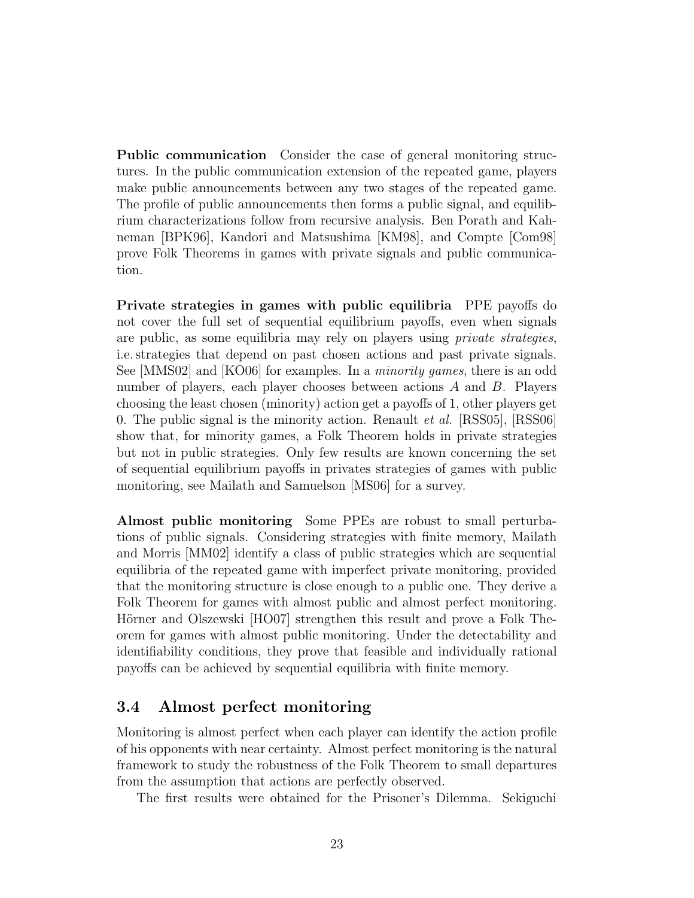**Public communication** Consider the case of general monitoring structures. In the public communication extension of the repeated game, players make public announcements between any two stages of the repeated game. The profile of public announcements then forms a public signal, and equilibrium characterizations follow from recursive analysis. Ben Porath and Kahneman [BPK96], Kandori and Matsushima [KM98], and Compte [Com98] prove Folk Theorems in games with private signals and public communication.

**Private strategies in games with public equilibria** PPE payoffs do not cover the full set of sequential equilibrium payoffs, even when signals are public, as some equilibria may rely on players using *private strategies*, i.e. strategies that depend on past chosen actions and past private signals. See [MMS02] and [KO06] for examples. In a *minority games*, there is an odd number of players, each player chooses between actions $A$ and $B$. Players choosing the least chosen (minority) action get a payoffs of 1, other players get 0. The public signal is the minority action. Renault *et al.* [RSS05], [RSS06] show that, for minority games, a Folk Theorem holds in private strategies but not in public strategies. Only few results are known concerning the set of sequential equilibrium payoffs in privates strategies of games with public monitoring, see Mailath and Samuelson [MS06] for a survey.

**Almost public monitoring** Some PPEs are robust to small perturbations of public signals. Considering strategies with finite memory, Mailath and Morris [MM02] identify a class of public strategies which are sequential equilibria of the repeated game with imperfect private monitoring, provided that the monitoring structure is close enough to a public one. They derive a Folk Theorem for games with almost public and almost perfect monitoring. Hörner and Olszewski [HO07] strengthen this result and prove a Folk Theorem for games with almost public monitoring. Under the detectability and identifiability conditions, they prove that feasible and individually rational payoffs can be achieved by sequential equilibria with finite memory.

## 3.4 Almost perfect monitoring

Monitoring is almost perfect when each player can identify the action profile of his opponents with near certainty. Almost perfect monitoring is the natural framework to study the robustness of the Folk Theorem to small departures from the assumption that actions are perfectly observed.

The first results were obtained for the Prisoner's Dilemma. Sekiguchi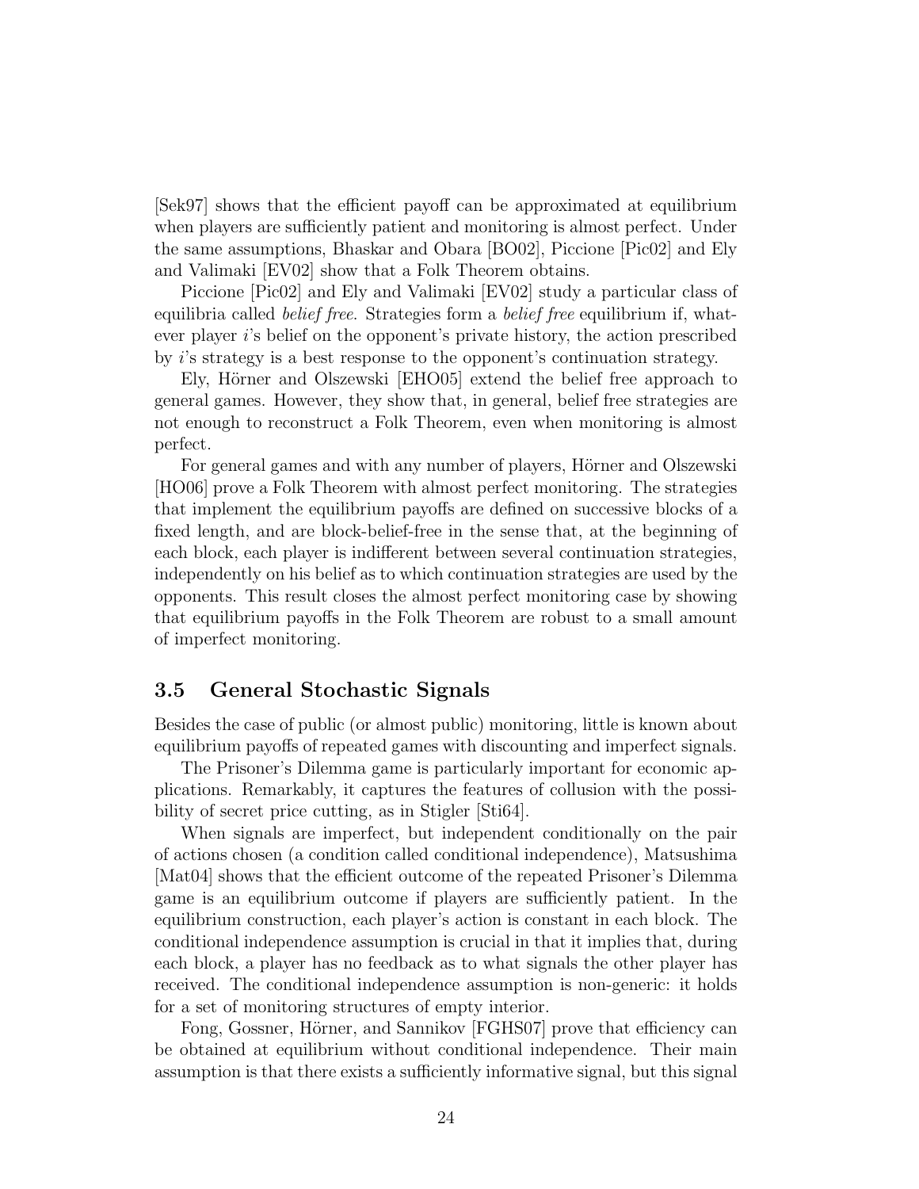[Sek97] shows that the efficient payoff can be approximated at equilibrium when players are sufficiently patient and monitoring is almost perfect. Under the same assumptions, Bhaskar and Obara [BO02], Piccione [Pic02] and Ely and Valimaki [EV02] show that a Folk Theorem obtains.

Piccione [Pic02] and Ely and Valimaki [EV02] study a particular class of equilibria called *belief free*. Strategies form a *belief free* equilibrium if, whatever player $i$'s belief on the opponent's private history, the action prescribed by $i$'s strategy is a best response to the opponent's continuation strategy.

Ely, Hörner and Olszewski [EHO05] extend the belief free approach to general games. However, they show that, in general, belief free strategies are not enough to reconstruct a Folk Theorem, even when monitoring is almost perfect.

For general games and with any number of players, Hörner and Olszewski [HO06] prove a Folk Theorem with almost perfect monitoring. The strategies that implement the equilibrium payoffs are defined on successive blocks of a fixed length, and are block-belief-free in the sense that, at the beginning of each block, each player is indifferent between several continuation strategies, independently on his belief as to which continuation strategies are used by the opponents. This result closes the almost perfect monitoring case by showing that equilibrium payoffs in the Folk Theorem are robust to a small amount of imperfect monitoring.

## 3.5 General Stochastic Signals

Besides the case of public (or almost public) monitoring, little is known about equilibrium payoffs of repeated games with discounting and imperfect signals.

The Prisoner's Dilemma game is particularly important for economic applications. Remarkably, it captures the features of collusion with the possibility of secret price cutting, as in Stigler [Sti64].

When signals are imperfect, but independent conditionally on the pair of actions chosen (a condition called conditional independence), Matsushima [Mat04] shows that the efficient outcome of the repeated Prisoner's Dilemma game is an equilibrium outcome if players are sufficiently patient. In the equilibrium construction, each player's action is constant in each block. The conditional independence assumption is crucial in that it implies that, during each block, a player has no feedback as to what signals the other player has received. The conditional independence assumption is non-generic: it holds for a set of monitoring structures of empty interior.

Fong, Gossner, Hörner, and Sannikov [FGHS07] prove that efficiency can be obtained at equilibrium without conditional independence. Their main assumption is that there exists a sufficiently informative signal, but this signal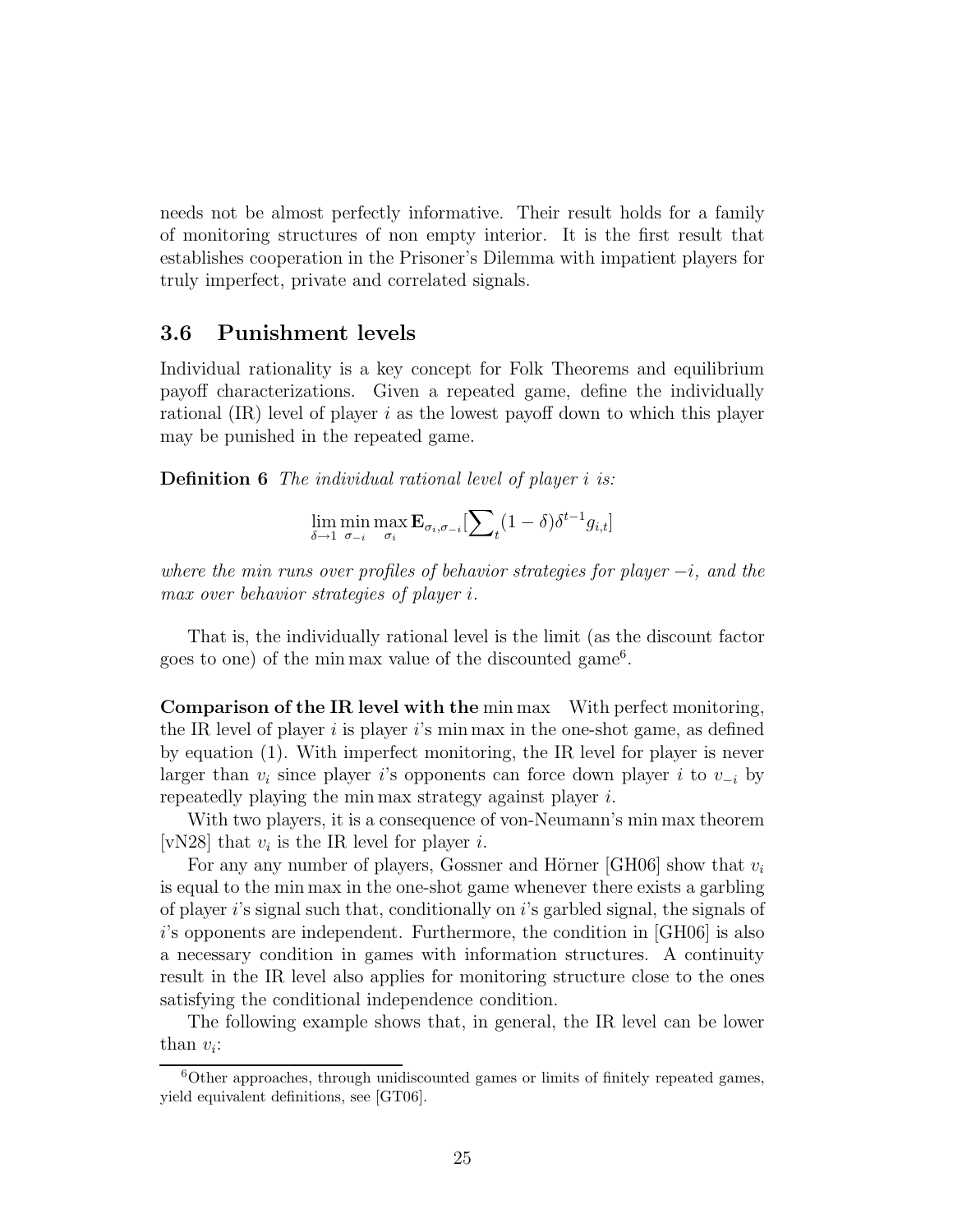needs not be almost perfectly informative. Their result holds for a family of monitoring structures of non empty interior. It is the first result that establishes cooperation in the Prisoner's Dilemma with impatient players for truly imperfect, private and correlated signals.

### 3.6 Punishment levels

Individual rationality is a key concept for Folk Theorems and equilibrium payoff characterizations. Given a repeated game, define the individually rational (IR) level of player $i$ as the lowest payoff down to which this player may be punished in the repeated game.

**Definition 6** *The individual rational level of player $i$ is:*

$$\lim_{\delta \to 1} \min_{\sigma_{-i}} \max_{\sigma_i} \mathbf{E}_{\sigma_i, \sigma_{-i}} [\sum_t (1-\delta)\delta^{t-1} g_{i,t}]$$

*where the min runs over profiles of behavior strategies for player $-i$, and the max over behavior strategies of player $i$.*

That is, the individually rational level is the limit (as the discount factor goes to one) of the min max value of the discounted game[6].

**Comparison of the IR level with the** min max   With perfect monitoring, the IR level of player $i$ is player $i$'s min max in the one-shot game, as defined by equation (1). With imperfect monitoring, the IR level for player is never larger than $v_i$ since player $i$'s opponents can force down player $i$ to $v_{-i}$ by repeatedly playing the min max strategy against player $i$.

With two players, it is a consequence of von-Neumann's min max theorem [vN28] that $v_i$ is the IR level for player $i$.

For any any number of players, Gossner and Hörner [GH06] show that $v_i$ is equal to the min max in the one-shot game whenever there exists a garbling of player $i$'s signal such that, conditionally on $i$'s garbled signal, the signals of $i$'s opponents are independent. Furthermore, the condition in [GH06] is also a necessary condition in games with information structures. A continuity result in the IR level also applies for monitoring structure close to the ones satisfying the conditional independence condition.

The following example shows that, in general, the IR level can be lower than $v_i$:

[6] Other approaches, through unidiscounted games or limits of finitely repeated games, yield equivalent definitions, see [GT06].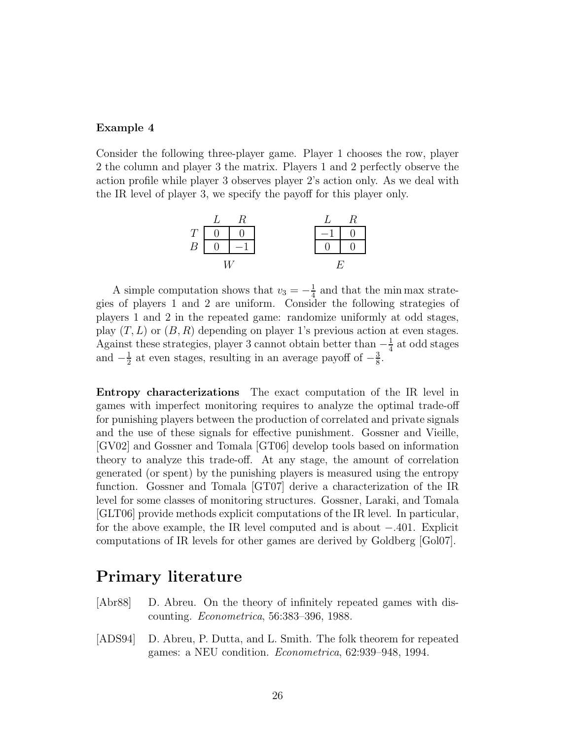**Example 4**

Consider the following three-player game. Player 1 chooses the row, player 2 the column and player 3 the matrix. Players 1 and 2 perfectly observe the action profile while player 3 observes player 2's action only. As we deal with the IR level of player 3, we specify the payoff for this player only.

|  | $L$ | $R$ |
|---|---|---|
| $T$ | 0 | 0 |
| $B$ | 0 | −1 |

$W$

|  | $L$ | $R$ |
|---|---|---|
| $T$ | −1 | 0 |
| $B$ | 0 | 0 |

$E$

A simple computation shows that $v_3 = -\frac{1}{4}$ and that the min max strategies of players 1 and 2 are uniform. Consider the following strategies of players 1 and 2 in the repeated game: randomize uniformly at odd stages, play $(T, L)$ or $(B, R)$ depending on player 1's previous action at even stages. Against these strategies, player 3 cannot obtain better than $-\frac{1}{4}$ at odd stages and $-\frac{1}{2}$ at even stages, resulting in an average payoff of $-\frac{3}{8}$.

**Entropy characterizations** The exact computation of the IR level in games with imperfect monitoring requires to analyze the optimal trade-off for punishing players between the production of correlated and private signals and the use of these signals for effective punishment. Gossner and Vieille, [GV02] and Gossner and Tomala [GT06] develop tools based on information theory to analyze this trade-off. At any stage, the amount of correlation generated (or spent) by the punishing players is measured using the entropy function. Gossner and Tomala [GT07] derive a characterization of the IR level for some classes of monitoring structures. Gossner, Laraki, and Tomala [GLT06] provide methods explicit computations of the IR level. In particular, for the above example, the IR level computed and is about −.401. Explicit computations of IR levels for other games are derived by Goldberg [Gol07].

# Primary literature

[Abr88] D. Abreu. On the theory of infinitely repeated games with discounting. *Econometrica*, 56:383–396, 1988.

[ADS94] D. Abreu, P. Dutta, and L. Smith. The folk theorem for repeated games: a NEU condition. *Econometrica*, 62:939–948, 1994.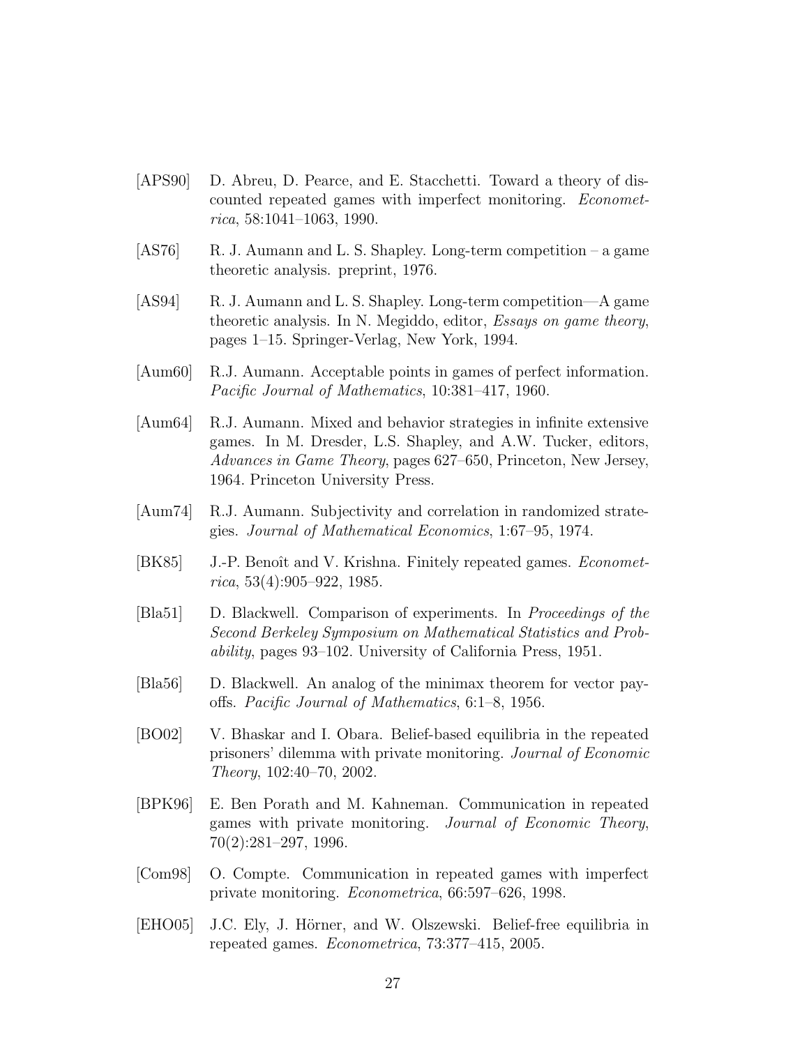[APS90] D. Abreu, D. Pearce, and E. Stacchetti. Toward a theory of discounted repeated games with imperfect monitoring. *Econometrica*, 58:1041–1063, 1990.

[AS76] R. J. Aumann and L. S. Shapley. Long-term competition – a game theoretic analysis. preprint, 1976.

[AS94] R. J. Aumann and L. S. Shapley. Long-term competition—A game theoretic analysis. In N. Megiddo, editor, *Essays on game theory*, pages 1–15. Springer-Verlag, New York, 1994.

[Aum60] R.J. Aumann. Acceptable points in games of perfect information. *Pacific Journal of Mathematics*, 10:381–417, 1960.

[Aum64] R.J. Aumann. Mixed and behavior strategies in infinite extensive games. In M. Dresder, L.S. Shapley, and A.W. Tucker, editors, *Advances in Game Theory*, pages 627–650, Princeton, New Jersey, 1964. Princeton University Press.

[Aum74] R.J. Aumann. Subjectivity and correlation in randomized strategies. *Journal of Mathematical Economics*, 1:67–95, 1974.

[BK85] J.-P. Benoît and V. Krishna. Finitely repeated games. *Econometrica*, 53(4):905–922, 1985.

[Bla51] D. Blackwell. Comparison of experiments. In *Proceedings of the Second Berkeley Symposium on Mathematical Statistics and Probability*, pages 93–102. University of California Press, 1951.

[Bla56] D. Blackwell. An analog of the minimax theorem for vector payoffs. *Pacific Journal of Mathematics*, 6:1–8, 1956.

[BO02] V. Bhaskar and I. Obara. Belief-based equilibria in the repeated prisoners' dilemma with private monitoring. *Journal of Economic Theory*, 102:40–70, 2002.

[BPK96] E. Ben Porath and M. Kahneman. Communication in repeated games with private monitoring. *Journal of Economic Theory*, 70(2):281–297, 1996.

[Com98] O. Compte. Communication in repeated games with imperfect private monitoring. *Econometrica*, 66:597–626, 1998.

[EHO05] J.C. Ely, J. Hörner, and W. Olszewski. Belief-free equilibria in repeated games. *Econometrica*, 73:377–415, 2005.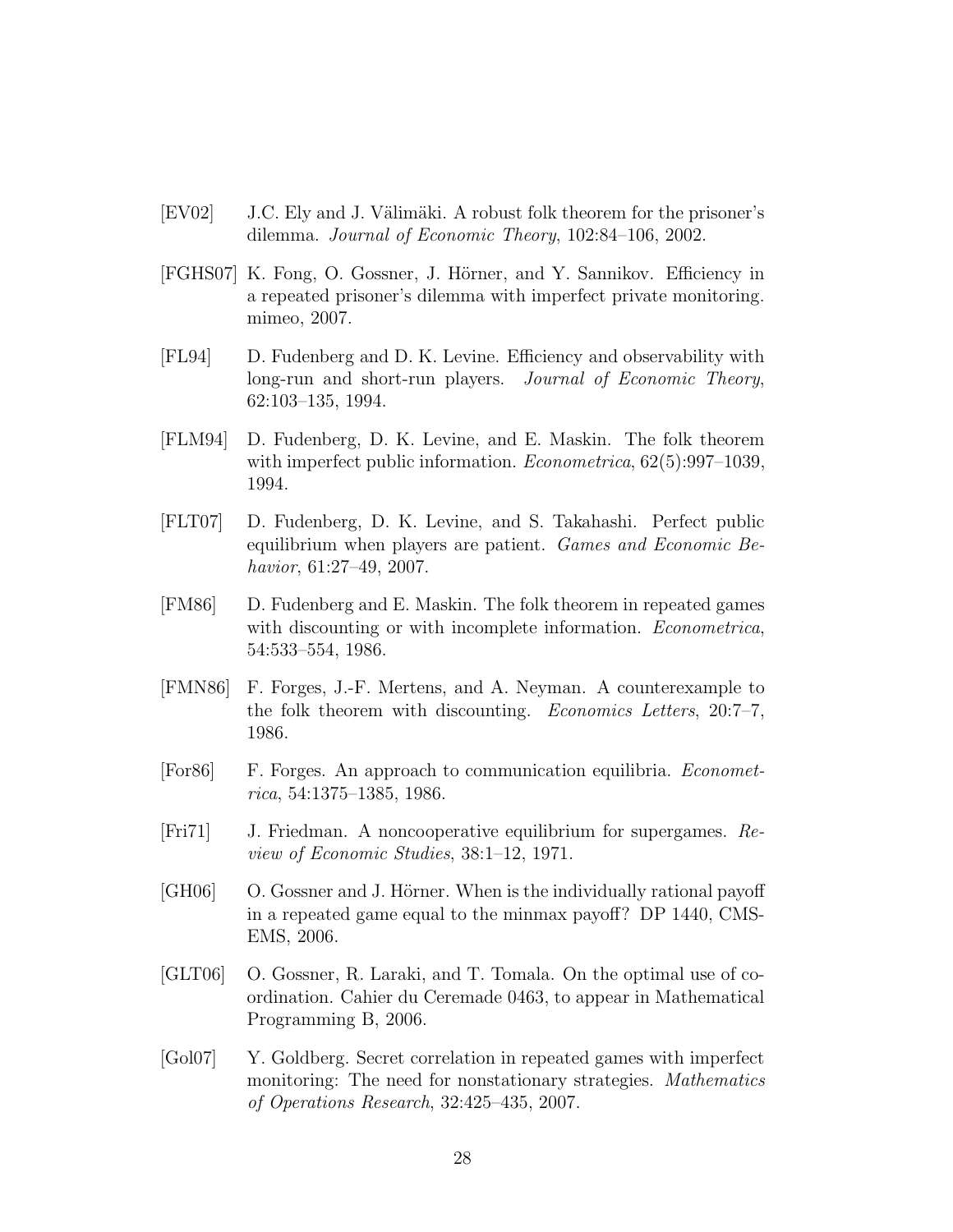[EV02] J.C. Ely and J. Välimäki. A robust folk theorem for the prisoner's dilemma. *Journal of Economic Theory*, 102:84–106, 2002.

[FGHS07] K. Fong, O. Gossner, J. Hörner, and Y. Sannikov. Efficiency in a repeated prisoner's dilemma with imperfect private monitoring. mimeo, 2007.

[FL94] D. Fudenberg and D. K. Levine. Efficiency and observability with long-run and short-run players. *Journal of Economic Theory*, 62:103–135, 1994.

[FLM94] D. Fudenberg, D. K. Levine, and E. Maskin. The folk theorem with imperfect public information. *Econometrica*, 62(5):997–1039, 1994.

[FLT07] D. Fudenberg, D. K. Levine, and S. Takahashi. Perfect public equilibrium when players are patient. *Games and Economic Behavior*, 61:27–49, 2007.

[FM86] D. Fudenberg and E. Maskin. The folk theorem in repeated games with discounting or with incomplete information. *Econometrica*, 54:533–554, 1986.

[FMN86] F. Forges, J.-F. Mertens, and A. Neyman. A counterexample to the folk theorem with discounting. *Economics Letters*, 20:7–7, 1986.

[For86] F. Forges. An approach to communication equilibria. *Econometrica*, 54:1375–1385, 1986.

[Fri71] J. Friedman. A noncooperative equilibrium for supergames. *Review of Economic Studies*, 38:1–12, 1971.

[GH06] O. Gossner and J. Hörner. When is the individually rational payoff in a repeated game equal to the minmax payoff? DP 1440, CMS-EMS, 2006.

[GLT06] O. Gossner, R. Laraki, and T. Tomala. On the optimal use of coordination. Cahier du Ceremade 0463, to appear in Mathematical Programming B, 2006.

[Gol07] Y. Goldberg. Secret correlation in repeated games with imperfect monitoring: The need for nonstationary strategies. *Mathematics of Operations Research*, 32:425–435, 2007.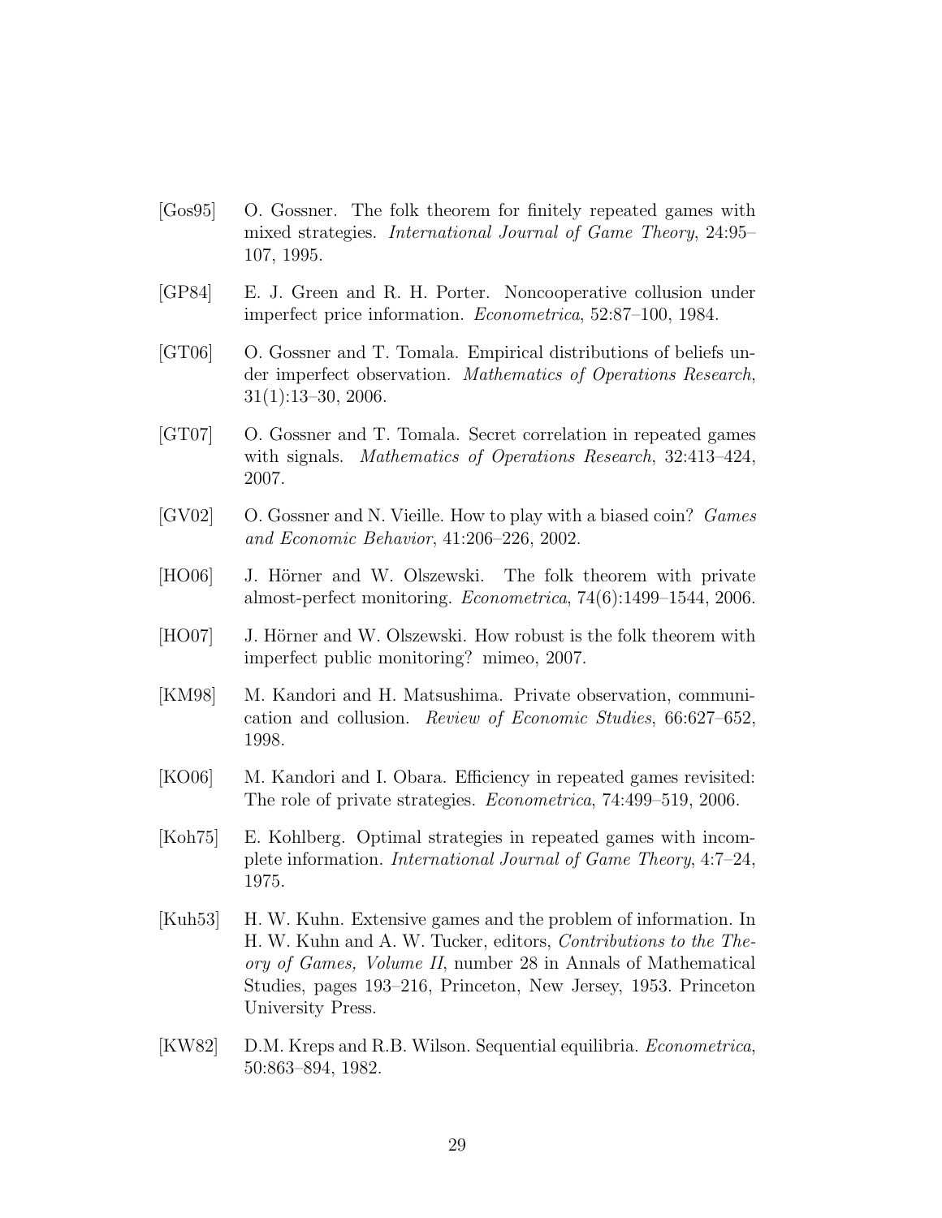[Gos95] O. Gossner. The folk theorem for finitely repeated games with mixed strategies. *International Journal of Game Theory*, 24:95–107, 1995.

[GP84] E. J. Green and R. H. Porter. Noncooperative collusion under imperfect price information. *Econometrica*, 52:87–100, 1984.

[GT06] O. Gossner and T. Tomala. Empirical distributions of beliefs under imperfect observation. *Mathematics of Operations Research*, 31(1):13–30, 2006.

[GT07] O. Gossner and T. Tomala. Secret correlation in repeated games with signals. *Mathematics of Operations Research*, 32:413–424, 2007.

[GV02] O. Gossner and N. Vieille. How to play with a biased coin? *Games and Economic Behavior*, 41:206–226, 2002.

[HO06] J. Hörner and W. Olszewski. The folk theorem with private almost-perfect monitoring. *Econometrica*, 74(6):1499–1544, 2006.

[HO07] J. Hörner and W. Olszewski. How robust is the folk theorem with imperfect public monitoring? mimeo, 2007.

[KM98] M. Kandori and H. Matsushima. Private observation, communication and collusion. *Review of Economic Studies*, 66:627–652, 1998.

[KO06] M. Kandori and I. Obara. Efficiency in repeated games revisited: The role of private strategies. *Econometrica*, 74:499–519, 2006.

[Koh75] E. Kohlberg. Optimal strategies in repeated games with incomplete information. *International Journal of Game Theory*, 4:7–24, 1975.

[Kuh53] H. W. Kuhn. Extensive games and the problem of information. In H. W. Kuhn and A. W. Tucker, editors, *Contributions to the Theory of Games, Volume II*, number 28 in Annals of Mathematical Studies, pages 193–216, Princeton, New Jersey, 1953. Princeton University Press.

[KW82] D.M. Kreps and R.B. Wilson. Sequential equilibria. *Econometrica*, 50:863–894, 1982.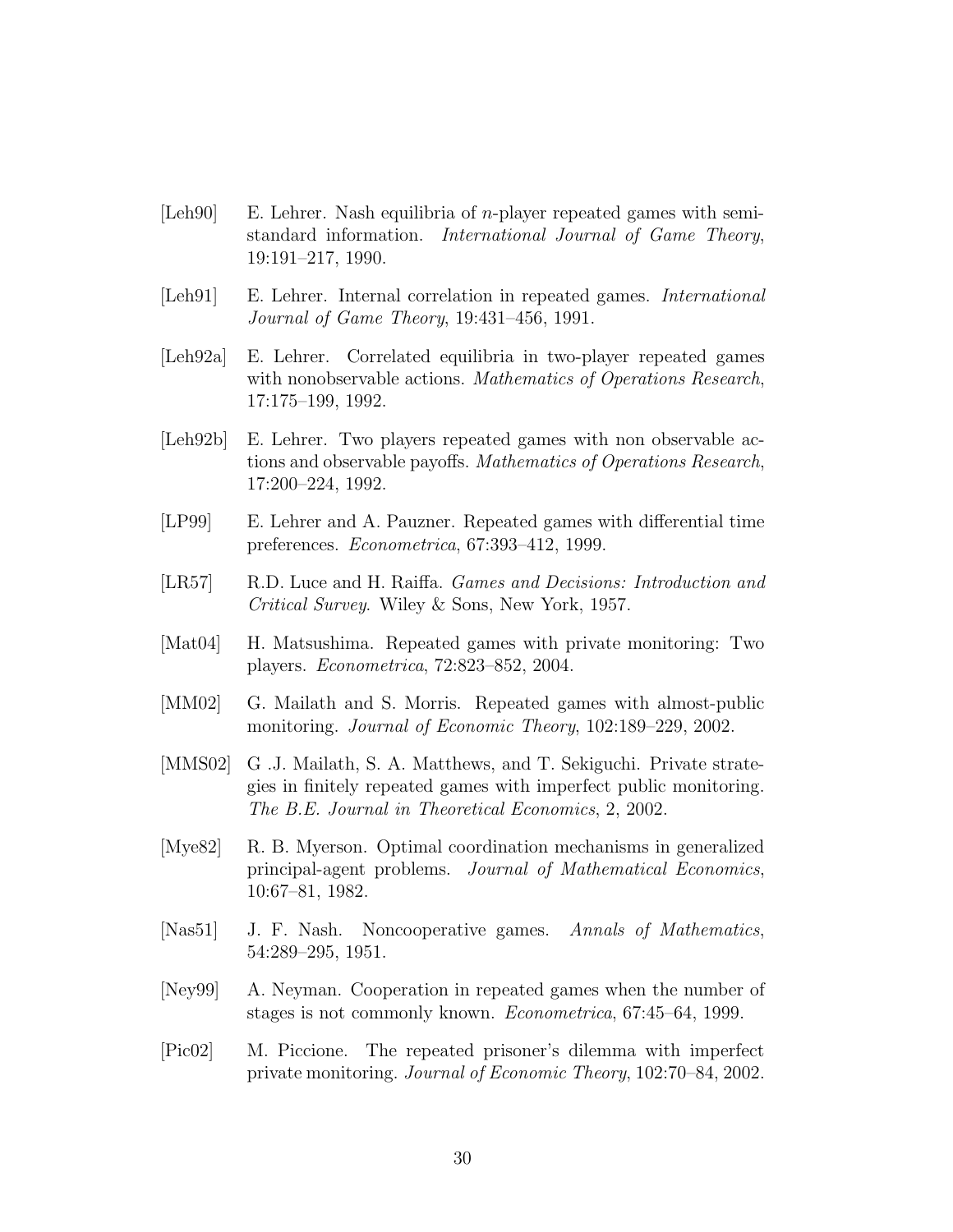[Leh90] E. Lehrer. Nash equilibria of $n$-player repeated games with semi-standard information. *International Journal of Game Theory*, 19:191–217, 1990.

[Leh91] E. Lehrer. Internal correlation in repeated games. *International Journal of Game Theory*, 19:431–456, 1991.

[Leh92a] E. Lehrer. Correlated equilibria in two-player repeated games with nonobservable actions. *Mathematics of Operations Research*, 17:175–199, 1992.

[Leh92b] E. Lehrer. Two players repeated games with non observable actions and observable payoffs. *Mathematics of Operations Research*, 17:200–224, 1992.

[LP99] E. Lehrer and A. Pauzner. Repeated games with differential time preferences. *Econometrica*, 67:393–412, 1999.

[LR57] R.D. Luce and H. Raiffa. *Games and Decisions: Introduction and Critical Survey*. Wiley & Sons, New York, 1957.

[Mat04] H. Matsushima. Repeated games with private monitoring: Two players. *Econometrica*, 72:823–852, 2004.

[MM02] G. Mailath and S. Morris. Repeated games with almost-public monitoring. *Journal of Economic Theory*, 102:189–229, 2002.

[MMS02] G .J. Mailath, S. A. Matthews, and T. Sekiguchi. Private strategies in finitely repeated games with imperfect public monitoring. *The B.E. Journal in Theoretical Economics*, 2, 2002.

[Mye82] R. B. Myerson. Optimal coordination mechanisms in generalized principal-agent problems. *Journal of Mathematical Economics*, 10:67–81, 1982.

[Nas51] J. F. Nash. Noncooperative games. *Annals of Mathematics*, 54:289–295, 1951.

[Ney99] A. Neyman. Cooperation in repeated games when the number of stages is not commonly known. *Econometrica*, 67:45–64, 1999.

[Pic02] M. Piccione. The repeated prisoner's dilemma with imperfect private monitoring. *Journal of Economic Theory*, 102:70–84, 2002.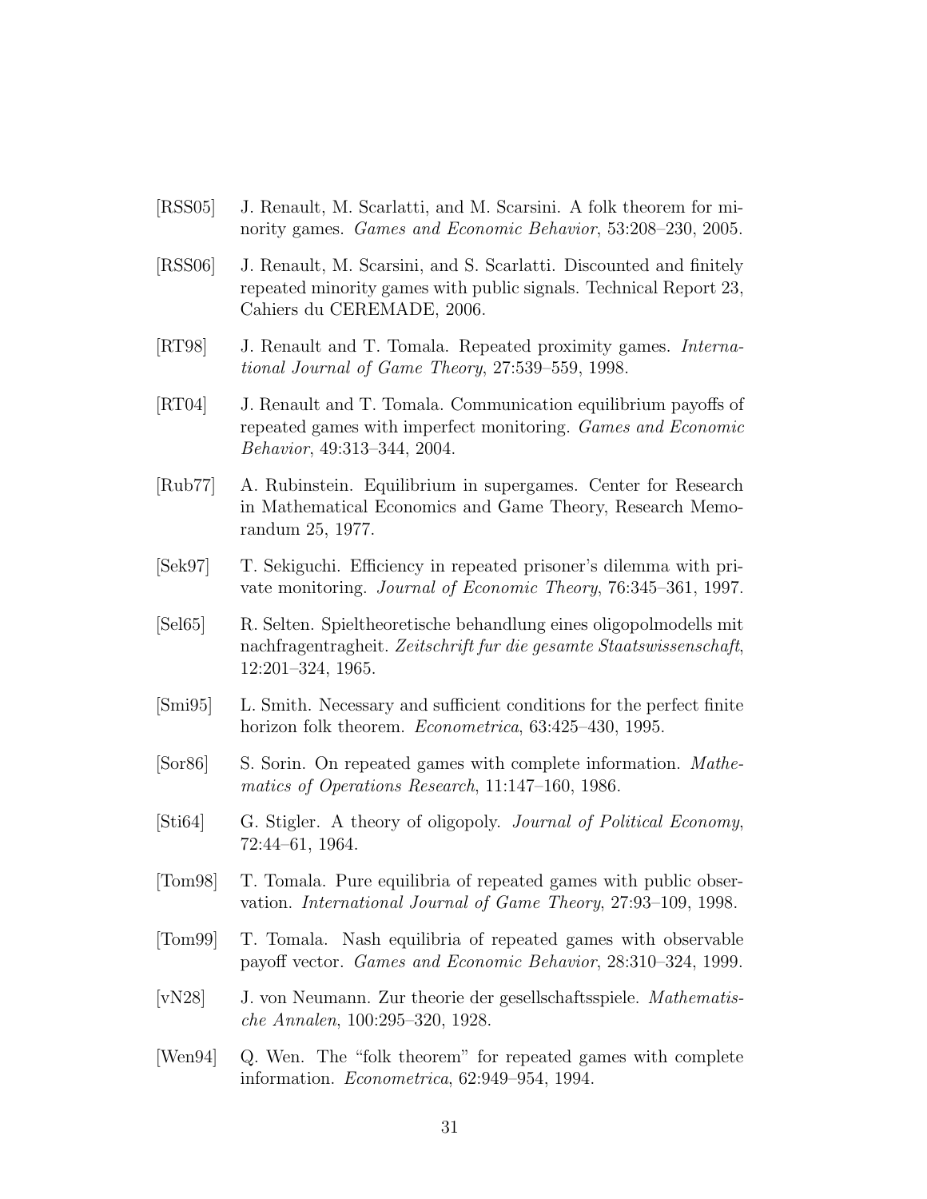[RSS05] J. Renault, M. Scarlatti, and M. Scarsini. A folk theorem for minority games. *Games and Economic Behavior*, 53:208–230, 2005.

[RSS06] J. Renault, M. Scarsini, and S. Scarlatti. Discounted and finitely repeated minority games with public signals. Technical Report 23, Cahiers du CEREMADE, 2006.

[RT98] J. Renault and T. Tomala. Repeated proximity games. *International Journal of Game Theory*, 27:539–559, 1998.

[RT04] J. Renault and T. Tomala. Communication equilibrium payoffs of repeated games with imperfect monitoring. *Games and Economic Behavior*, 49:313–344, 2004.

[Rub77] A. Rubinstein. Equilibrium in supergames. Center for Research in Mathematical Economics and Game Theory, Research Memorandum 25, 1977.

[Sek97] T. Sekiguchi. Efficiency in repeated prisoner's dilemma with private monitoring. *Journal of Economic Theory*, 76:345–361, 1997.

[Sel65] R. Selten. Spieltheoretische behandlung eines oligopolmodells mit nachfragentragheit. *Zeitschrift fur die gesamte Staatswissenschaft*, 12:201–324, 1965.

[Smi95] L. Smith. Necessary and sufficient conditions for the perfect finite horizon folk theorem. *Econometrica*, 63:425–430, 1995.

[Sor86] S. Sorin. On repeated games with complete information. *Mathematics of Operations Research*, 11:147–160, 1986.

[Sti64] G. Stigler. A theory of oligopoly. *Journal of Political Economy*, 72:44–61, 1964.

[Tom98] T. Tomala. Pure equilibria of repeated games with public observation. *International Journal of Game Theory*, 27:93–109, 1998.

[Tom99] T. Tomala. Nash equilibria of repeated games with observable payoff vector. *Games and Economic Behavior*, 28:310–324, 1999.

[vN28] J. von Neumann. Zur theorie der gesellschaftsspiele. *Mathematische Annalen*, 100:295–320, 1928.

[Wen94] Q. Wen. The "folk theorem" for repeated games with complete information. *Econometrica*, 62:949–954, 1994.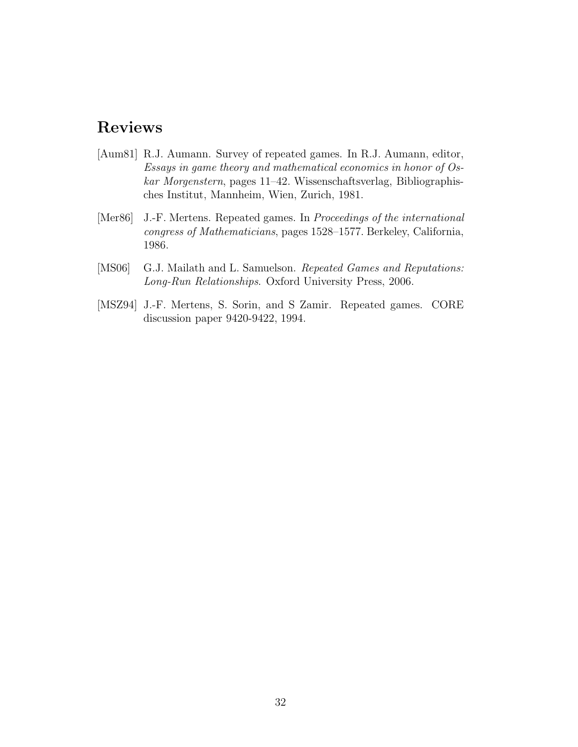## Reviews

[Aum81] R.J. Aumann. Survey of repeated games. In R.J. Aumann, editor, *Essays in game theory and mathematical economics in honor of Oskar Morgenstern*, pages 11–42. Wissenschaftsverlag, Bibliographisches Institut, Mannheim, Wien, Zurich, 1981.

[Mer86] J.-F. Mertens. Repeated games. In *Proceedings of the international congress of Mathematicians*, pages 1528–1577. Berkeley, California, 1986.

[MS06] G.J. Mailath and L. Samuelson. *Repeated Games and Reputations: Long-Run Relationships*. Oxford University Press, 2006.

[MSZ94] J.-F. Mertens, S. Sorin, and S Zamir. Repeated games. CORE discussion paper 9420-9422, 1994.